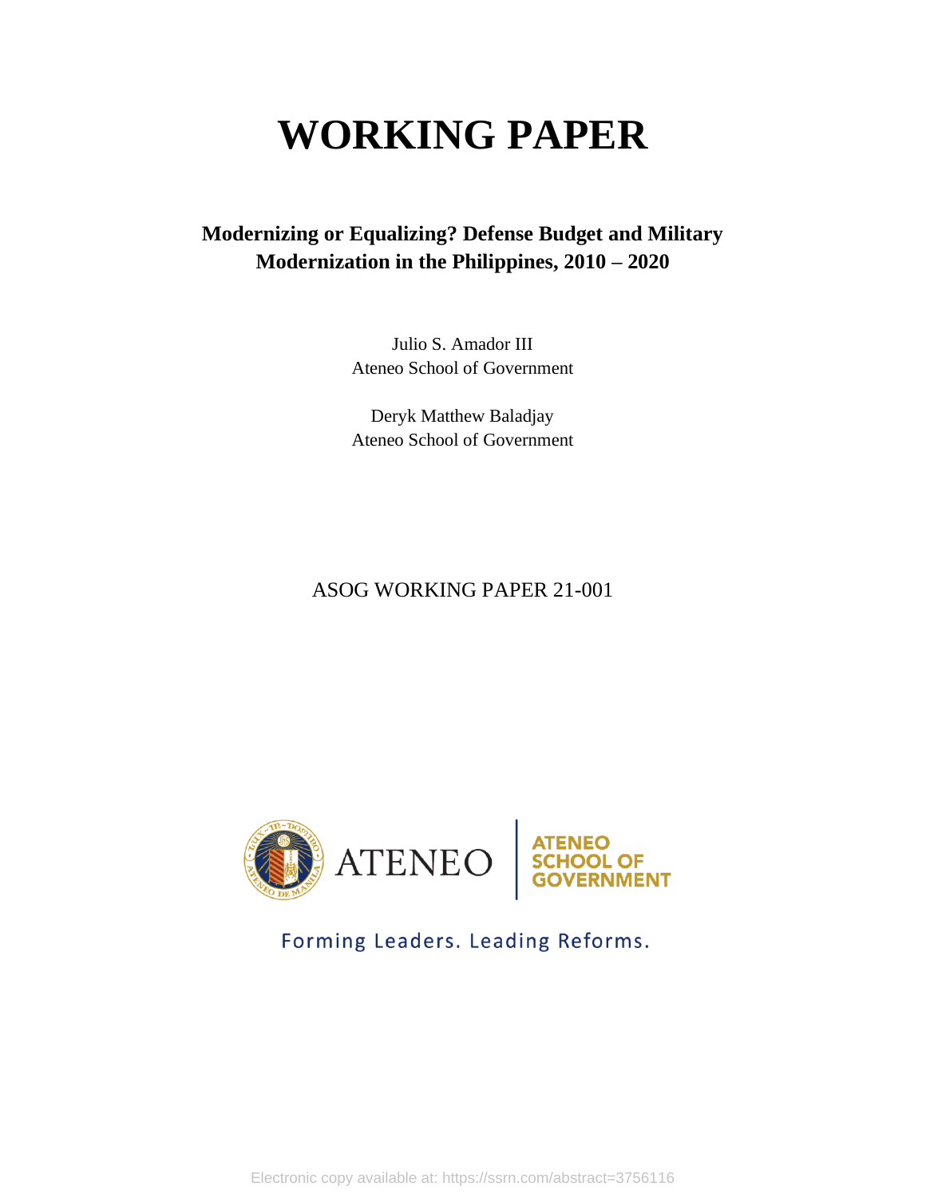# WORKING PAPER

**Modernizing or Equalizing? Defense Budget and Military Modernization in the Philippines, 2010 – 2020**

Julio S. Amador III
Ateneo School of Government

Deryk Matthew Baladjay
Ateneo School of Government

ASOG WORKING PAPER 21-001

ATENEO | ATENEO SCHOOL OF GOVERNMENT

Forming Leaders. Leading Reforms.

Electronic copy available at: https://ssrn.com/abstract=3756116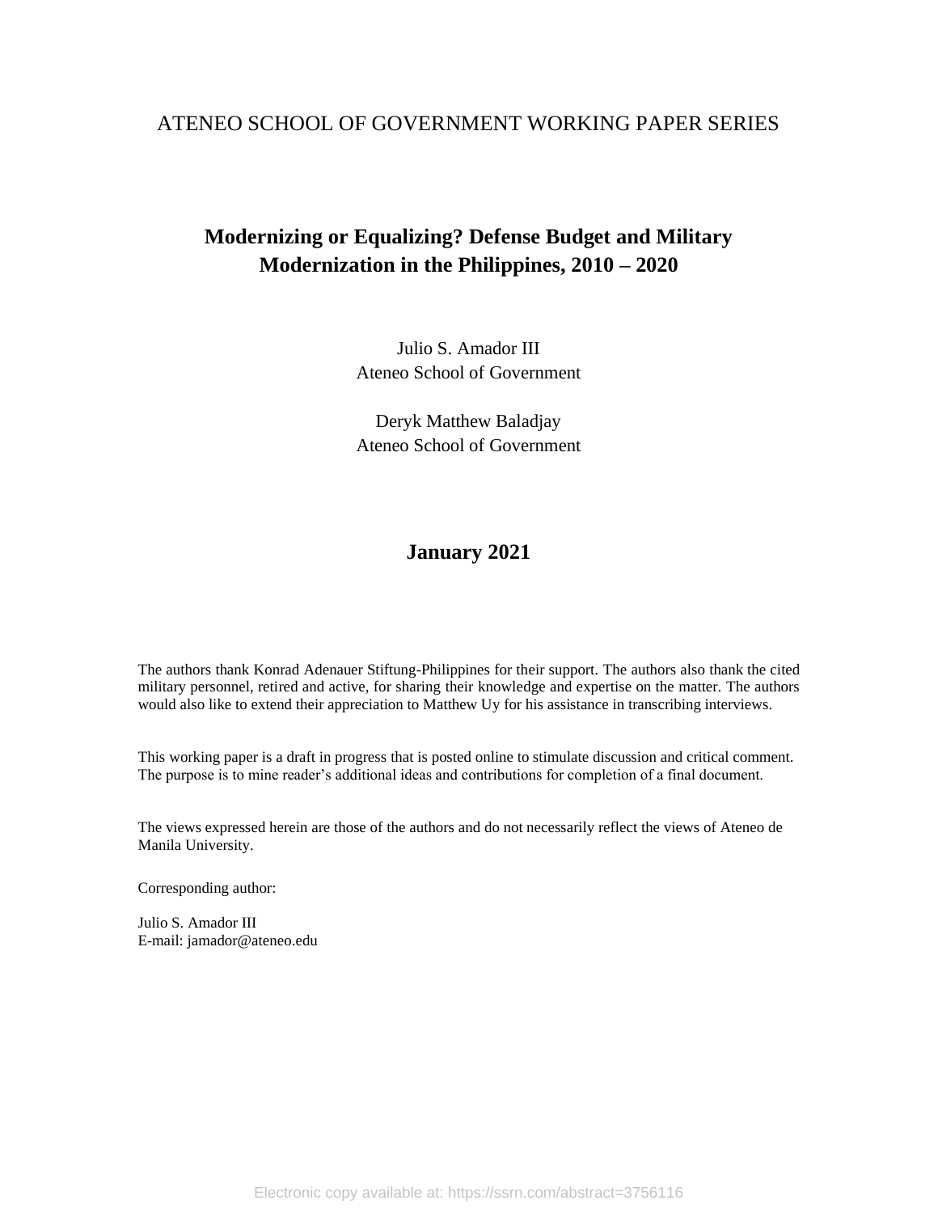ATENEO SCHOOL OF GOVERNMENT WORKING PAPER SERIES

# Modernizing or Equalizing? Defense Budget and Military Modernization in the Philippines, 2010 – 2020

Julio S. Amador III
Ateneo School of Government

Deryk Matthew Baladjay
Ateneo School of Government

**January 2021**

The authors thank Konrad Adenauer Stiftung-Philippines for their support. The authors also thank the cited military personnel, retired and active, for sharing their knowledge and expertise on the matter. The authors would also like to extend their appreciation to Matthew Uy for his assistance in transcribing interviews.

This working paper is a draft in progress that is posted online to stimulate discussion and critical comment. The purpose is to mine reader's additional ideas and contributions for completion of a final document.

The views expressed herein are those of the authors and do not necessarily reflect the views of Ateneo de Manila University.

Corresponding author:

Julio S. Amador III
E-mail: jamador@ateneo.edu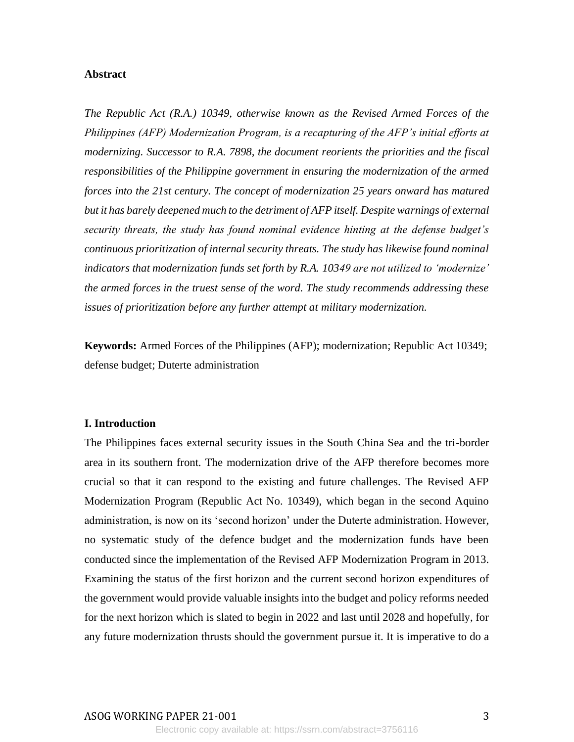**Abstract**

*The Republic Act (R.A.) 10349, otherwise known as the Revised Armed Forces of the Philippines (AFP) Modernization Program, is a recapturing of the AFP's initial efforts at modernizing. Successor to R.A. 7898, the document reorients the priorities and the fiscal responsibilities of the Philippine government in ensuring the modernization of the armed forces into the 21st century. The concept of modernization 25 years onward has matured but it has barely deepened much to the detriment of AFP itself. Despite warnings of external security threats, the study has found nominal evidence hinting at the defense budget's continuous prioritization of internal security threats. The study has likewise found nominal indicators that modernization funds set forth by R.A. 10349 are not utilized to 'modernize' the armed forces in the truest sense of the word. The study recommends addressing these issues of prioritization before any further attempt at military modernization.*

**Keywords:** Armed Forces of the Philippines (AFP); modernization; Republic Act 10349; defense budget; Duterte administration

## I. Introduction

The Philippines faces external security issues in the South China Sea and the tri-border area in its southern front. The modernization drive of the AFP therefore becomes more crucial so that it can respond to the existing and future challenges. The Revised AFP Modernization Program (Republic Act No. 10349), which began in the second Aquino administration, is now on its 'second horizon' under the Duterte administration. However, no systematic study of the defence budget and the modernization funds have been conducted since the implementation of the Revised AFP Modernization Program in 2013. Examining the status of the first horizon and the current second horizon expenditures of the government would provide valuable insights into the budget and policy reforms needed for the next horizon which is slated to begin in 2022 and last until 2028 and hopefully, for any future modernization thrusts should the government pursue it. It is imperative to do a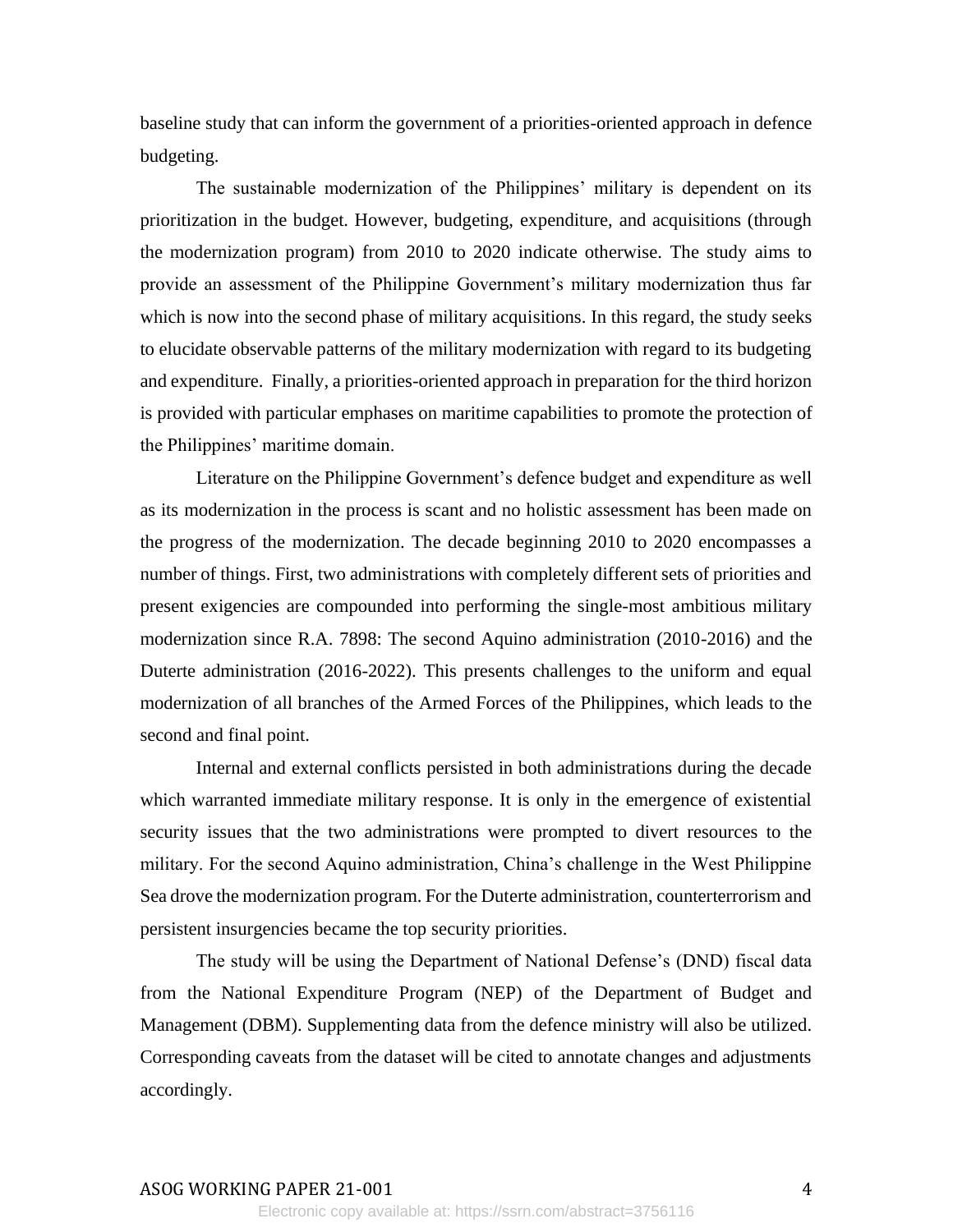baseline study that can inform the government of a priorities-oriented approach in defence budgeting.

The sustainable modernization of the Philippines' military is dependent on its prioritization in the budget. However, budgeting, expenditure, and acquisitions (through the modernization program) from 2010 to 2020 indicate otherwise. The study aims to provide an assessment of the Philippine Government's military modernization thus far which is now into the second phase of military acquisitions. In this regard, the study seeks to elucidate observable patterns of the military modernization with regard to its budgeting and expenditure. Finally, a priorities-oriented approach in preparation for the third horizon is provided with particular emphases on maritime capabilities to promote the protection of the Philippines' maritime domain.

Literature on the Philippine Government's defence budget and expenditure as well as its modernization in the process is scant and no holistic assessment has been made on the progress of the modernization. The decade beginning 2010 to 2020 encompasses a number of things. First, two administrations with completely different sets of priorities and present exigencies are compounded into performing the single-most ambitious military modernization since R.A. 7898: The second Aquino administration (2010-2016) and the Duterte administration (2016-2022). This presents challenges to the uniform and equal modernization of all branches of the Armed Forces of the Philippines, which leads to the second and final point.

Internal and external conflicts persisted in both administrations during the decade which warranted immediate military response. It is only in the emergence of existential security issues that the two administrations were prompted to divert resources to the military. For the second Aquino administration, China's challenge in the West Philippine Sea drove the modernization program. For the Duterte administration, counterterrorism and persistent insurgencies became the top security priorities.

The study will be using the Department of National Defense's (DND) fiscal data from the National Expenditure Program (NEP) of the Department of Budget and Management (DBM). Supplementing data from the defence ministry will also be utilized. Corresponding caveats from the dataset will be cited to annotate changes and adjustments accordingly.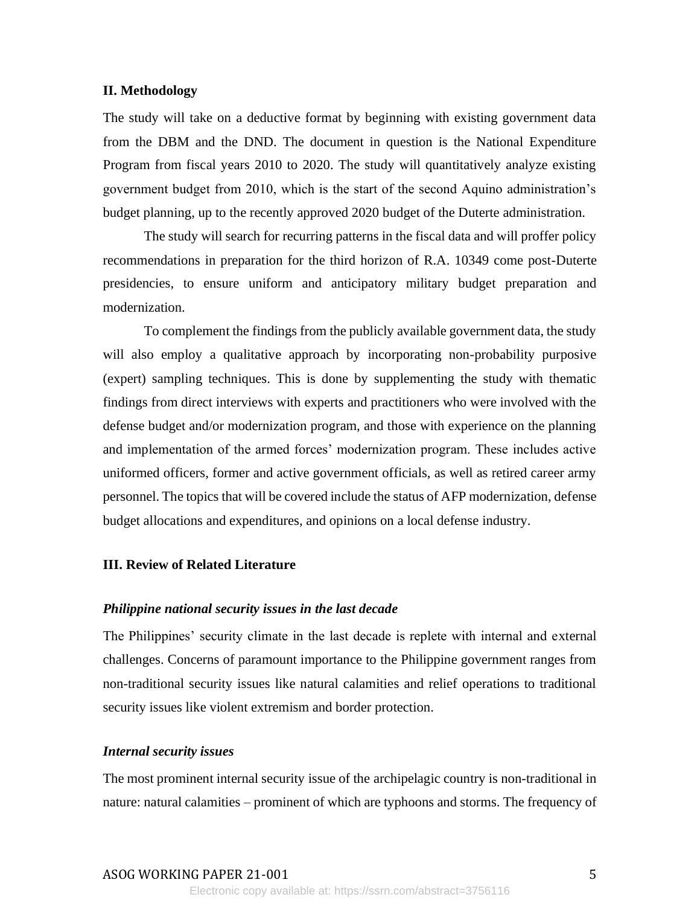## II. Methodology

The study will take on a deductive format by beginning with existing government data from the DBM and the DND. The document in question is the National Expenditure Program from fiscal years 2010 to 2020. The study will quantitatively analyze existing government budget from 2010, which is the start of the second Aquino administration's budget planning, up to the recently approved 2020 budget of the Duterte administration.

The study will search for recurring patterns in the fiscal data and will proffer policy recommendations in preparation for the third horizon of R.A. 10349 come post-Duterte presidencies, to ensure uniform and anticipatory military budget preparation and modernization.

To complement the findings from the publicly available government data, the study will also employ a qualitative approach by incorporating non-probability purposive (expert) sampling techniques. This is done by supplementing the study with thematic findings from direct interviews with experts and practitioners who were involved with the defense budget and/or modernization program, and those with experience on the planning and implementation of the armed forces' modernization program. These includes active uniformed officers, former and active government officials, as well as retired career army personnel. The topics that will be covered include the status of AFP modernization, defense budget allocations and expenditures, and opinions on a local defense industry.

## III. Review of Related Literature

### *Philippine national security issues in the last decade*

The Philippines' security climate in the last decade is replete with internal and external challenges. Concerns of paramount importance to the Philippine government ranges from non-traditional security issues like natural calamities and relief operations to traditional security issues like violent extremism and border protection.

### *Internal security issues*

The most prominent internal security issue of the archipelagic country is non-traditional in nature: natural calamities – prominent of which are typhoons and storms. The frequency of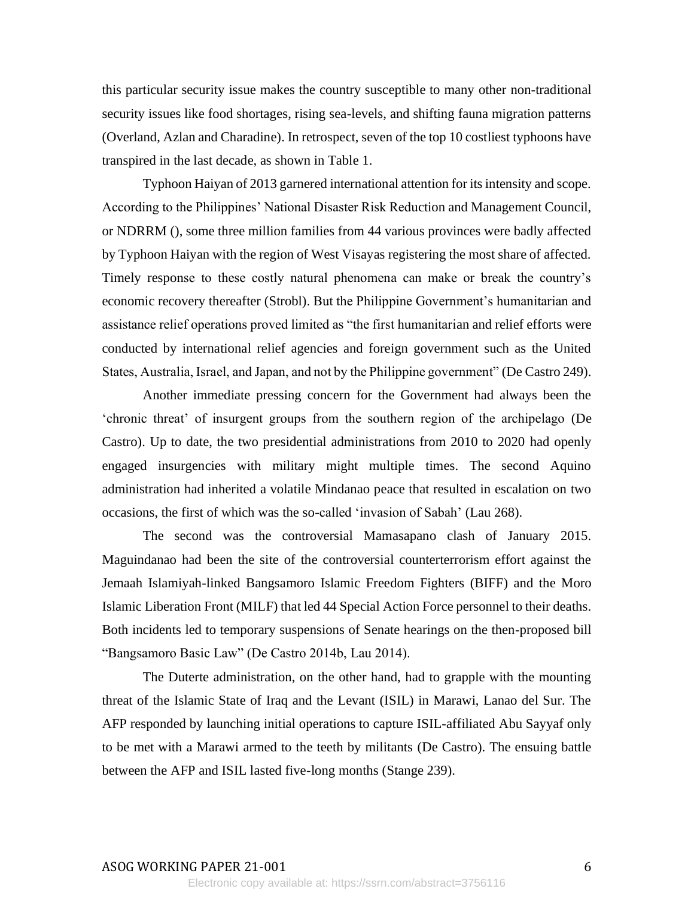this particular security issue makes the country susceptible to many other non-traditional security issues like food shortages, rising sea-levels, and shifting fauna migration patterns (Overland, Azlan and Charadine). In retrospect, seven of the top 10 costliest typhoons have transpired in the last decade, as shown in Table 1.

Typhoon Haiyan of 2013 garnered international attention for its intensity and scope. According to the Philippines' National Disaster Risk Reduction and Management Council, or NDRRM (), some three million families from 44 various provinces were badly affected by Typhoon Haiyan with the region of West Visayas registering the most share of affected. Timely response to these costly natural phenomena can make or break the country's economic recovery thereafter (Strobl). But the Philippine Government's humanitarian and assistance relief operations proved limited as "the first humanitarian and relief efforts were conducted by international relief agencies and foreign government such as the United States, Australia, Israel, and Japan, and not by the Philippine government" (De Castro 249).

Another immediate pressing concern for the Government had always been the 'chronic threat' of insurgent groups from the southern region of the archipelago (De Castro). Up to date, the two presidential administrations from 2010 to 2020 had openly engaged insurgencies with military might multiple times. The second Aquino administration had inherited a volatile Mindanao peace that resulted in escalation on two occasions, the first of which was the so-called 'invasion of Sabah' (Lau 268).

The second was the controversial Mamasapano clash of January 2015. Maguindanao had been the site of the controversial counterterrorism effort against the Jemaah Islamiyah-linked Bangsamoro Islamic Freedom Fighters (BIFF) and the Moro Islamic Liberation Front (MILF) that led 44 Special Action Force personnel to their deaths. Both incidents led to temporary suspensions of Senate hearings on the then-proposed bill "Bangsamoro Basic Law" (De Castro 2014b, Lau 2014).

The Duterte administration, on the other hand, had to grapple with the mounting threat of the Islamic State of Iraq and the Levant (ISIL) in Marawi, Lanao del Sur. The AFP responded by launching initial operations to capture ISIL-affiliated Abu Sayyaf only to be met with a Marawi armed to the teeth by militants (De Castro). The ensuing battle between the AFP and ISIL lasted five-long months (Stange 239).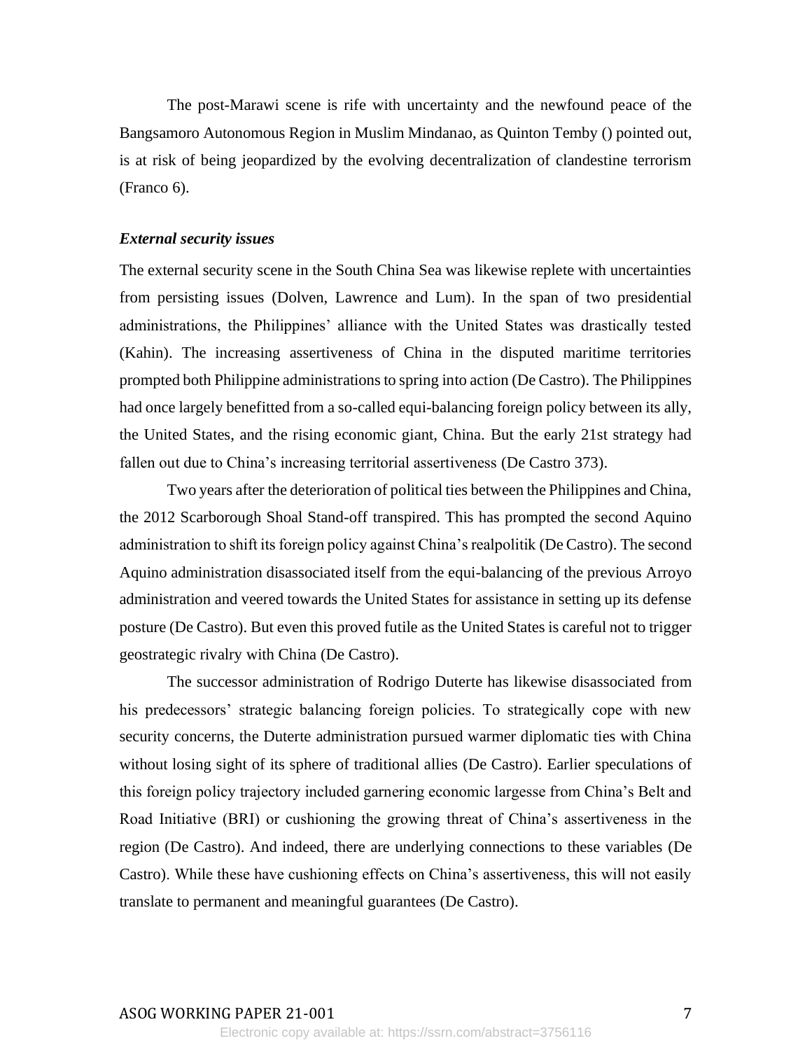The post-Marawi scene is rife with uncertainty and the newfound peace of the Bangsamoro Autonomous Region in Muslim Mindanao, as Quinton Temby () pointed out, is at risk of being jeopardized by the evolving decentralization of clandestine terrorism (Franco 6).

### *External security issues*

The external security scene in the South China Sea was likewise replete with uncertainties from persisting issues (Dolven, Lawrence and Lum). In the span of two presidential administrations, the Philippines' alliance with the United States was drastically tested (Kahin). The increasing assertiveness of China in the disputed maritime territories prompted both Philippine administrations to spring into action (De Castro). The Philippines had once largely benefitted from a so-called equi-balancing foreign policy between its ally, the United States, and the rising economic giant, China. But the early 21st strategy had fallen out due to China's increasing territorial assertiveness (De Castro 373).

Two years after the deterioration of political ties between the Philippines and China, the 2012 Scarborough Shoal Stand-off transpired. This has prompted the second Aquino administration to shift its foreign policy against China's realpolitik (De Castro). The second Aquino administration disassociated itself from the equi-balancing of the previous Arroyo administration and veered towards the United States for assistance in setting up its defense posture (De Castro). But even this proved futile as the United States is careful not to trigger geostrategic rivalry with China (De Castro).

The successor administration of Rodrigo Duterte has likewise disassociated from his predecessors' strategic balancing foreign policies. To strategically cope with new security concerns, the Duterte administration pursued warmer diplomatic ties with China without losing sight of its sphere of traditional allies (De Castro). Earlier speculations of this foreign policy trajectory included garnering economic largesse from China's Belt and Road Initiative (BRI) or cushioning the growing threat of China's assertiveness in the region (De Castro). And indeed, there are underlying connections to these variables (De Castro). While these have cushioning effects on China's assertiveness, this will not easily translate to permanent and meaningful guarantees (De Castro).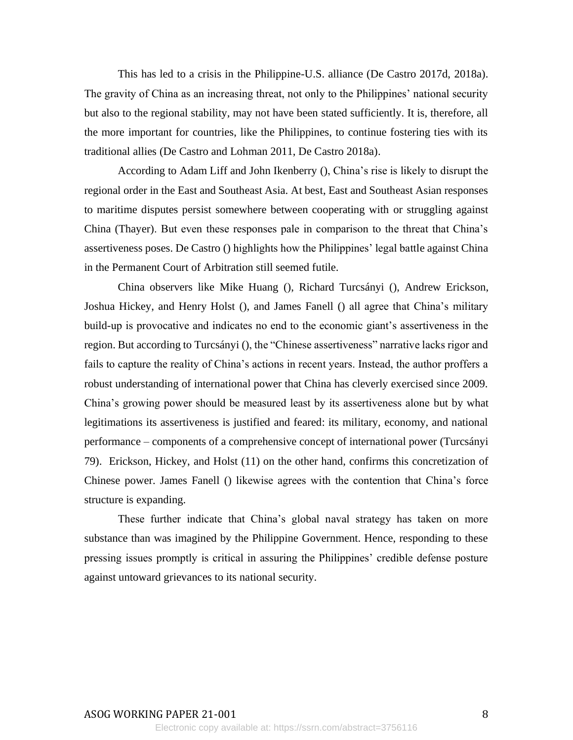This has led to a crisis in the Philippine-U.S. alliance (De Castro 2017d, 2018a). The gravity of China as an increasing threat, not only to the Philippines' national security but also to the regional stability, may not have been stated sufficiently. It is, therefore, all the more important for countries, like the Philippines, to continue fostering ties with its traditional allies (De Castro and Lohman 2011, De Castro 2018a).

According to Adam Liff and John Ikenberry (), China's rise is likely to disrupt the regional order in the East and Southeast Asia. At best, East and Southeast Asian responses to maritime disputes persist somewhere between cooperating with or struggling against China (Thayer). But even these responses pale in comparison to the threat that China's assertiveness poses. De Castro () highlights how the Philippines' legal battle against China in the Permanent Court of Arbitration still seemed futile.

China observers like Mike Huang (), Richard Turcsányi (), Andrew Erickson, Joshua Hickey, and Henry Holst (), and James Fanell () all agree that China's military build-up is provocative and indicates no end to the economic giant's assertiveness in the region. But according to Turcsányi (), the "Chinese assertiveness" narrative lacks rigor and fails to capture the reality of China's actions in recent years. Instead, the author proffers a robust understanding of international power that China has cleverly exercised since 2009. China's growing power should be measured least by its assertiveness alone but by what legitimations its assertiveness is justified and feared: its military, economy, and national performance – components of a comprehensive concept of international power (Turcsányi 79). Erickson, Hickey, and Holst (11) on the other hand, confirms this concretization of Chinese power. James Fanell () likewise agrees with the contention that China's force structure is expanding.

These further indicate that China's global naval strategy has taken on more substance than was imagined by the Philippine Government. Hence, responding to these pressing issues promptly is critical in assuring the Philippines' credible defense posture against untoward grievances to its national security.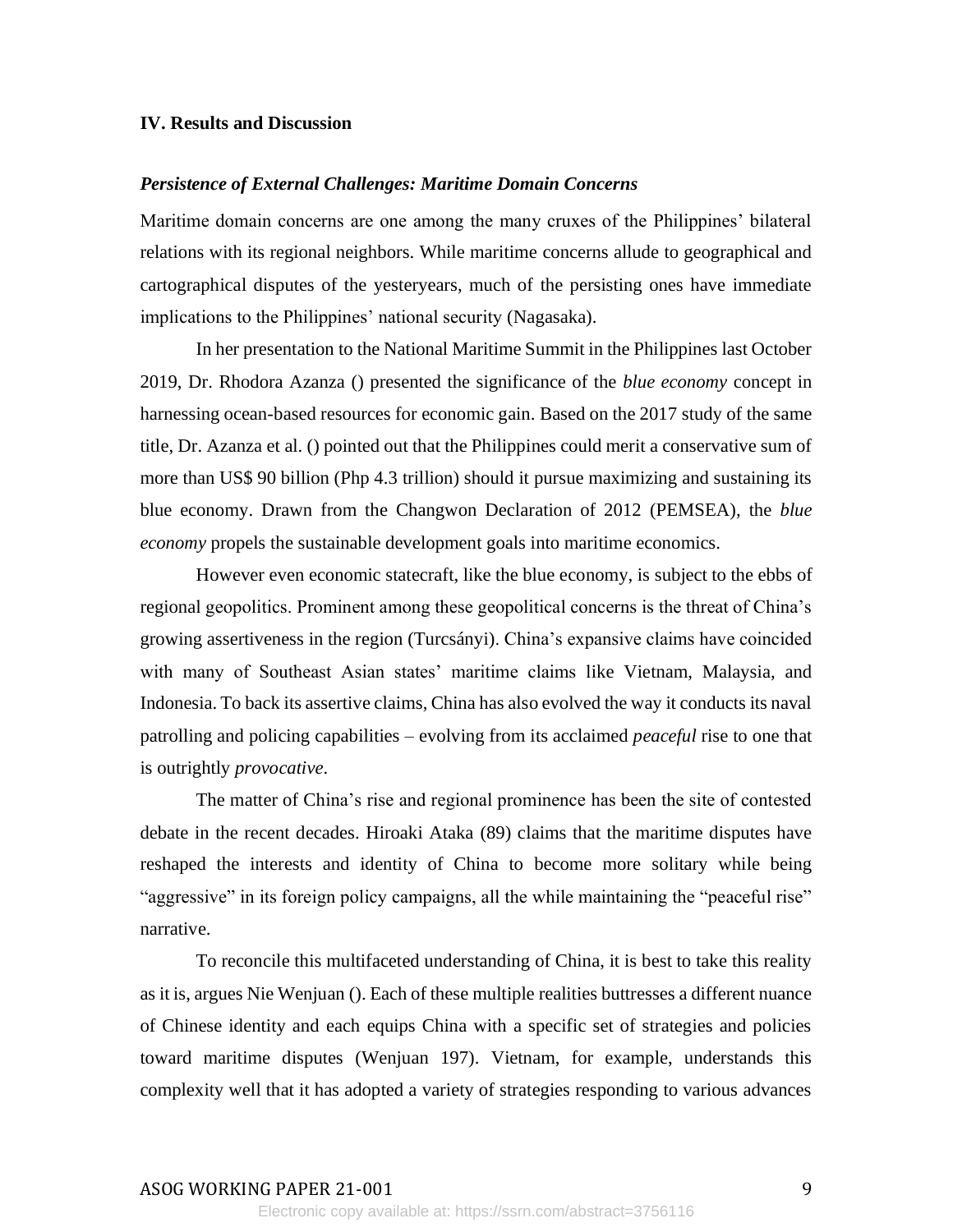## IV. Results and Discussion

### *Persistence of External Challenges: Maritime Domain Concerns*

Maritime domain concerns are one among the many cruxes of the Philippines' bilateral relations with its regional neighbors. While maritime concerns allude to geographical and cartographical disputes of the yesteryears, much of the persisting ones have immediate implications to the Philippines' national security (Nagasaka).

In her presentation to the National Maritime Summit in the Philippines last October 2019, Dr. Rhodora Azanza () presented the significance of the *blue economy* concept in harnessing ocean-based resources for economic gain. Based on the 2017 study of the same title, Dr. Azanza et al. () pointed out that the Philippines could merit a conservative sum of more than US$ 90 billion (Php 4.3 trillion) should it pursue maximizing and sustaining its blue economy. Drawn from the Changwon Declaration of 2012 (PEMSEA), the *blue economy* propels the sustainable development goals into maritime economics.

However even economic statecraft, like the blue economy, is subject to the ebbs of regional geopolitics. Prominent among these geopolitical concerns is the threat of China's growing assertiveness in the region (Turcsányi). China's expansive claims have coincided with many of Southeast Asian states' maritime claims like Vietnam, Malaysia, and Indonesia. To back its assertive claims, China has also evolved the way it conducts its naval patrolling and policing capabilities – evolving from its acclaimed *peaceful* rise to one that is outrightly *provocative*.

The matter of China's rise and regional prominence has been the site of contested debate in the recent decades. Hiroaki Ataka (89) claims that the maritime disputes have reshaped the interests and identity of China to become more solitary while being "aggressive" in its foreign policy campaigns, all the while maintaining the "peaceful rise" narrative.

To reconcile this multifaceted understanding of China, it is best to take this reality as it is, argues Nie Wenjuan (). Each of these multiple realities buttresses a different nuance of Chinese identity and each equips China with a specific set of strategies and policies toward maritime disputes (Wenjuan 197). Vietnam, for example, understands this complexity well that it has adopted a variety of strategies responding to various advances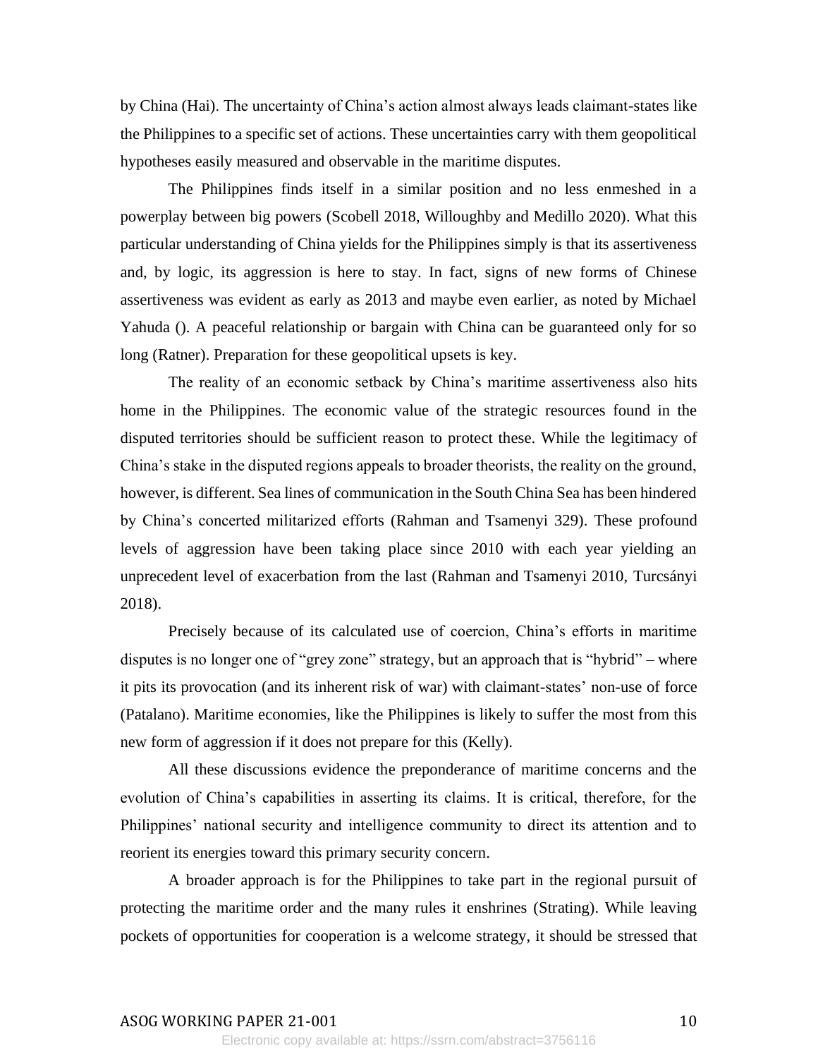by China (Hai). The uncertainty of China's action almost always leads claimant-states like the Philippines to a specific set of actions. These uncertainties carry with them geopolitical hypotheses easily measured and observable in the maritime disputes.

The Philippines finds itself in a similar position and no less enmeshed in a powerplay between big powers (Scobell 2018, Willoughby and Medillo 2020). What this particular understanding of China yields for the Philippines simply is that its assertiveness and, by logic, its aggression is here to stay. In fact, signs of new forms of Chinese assertiveness was evident as early as 2013 and maybe even earlier, as noted by Michael Yahuda (). A peaceful relationship or bargain with China can be guaranteed only for so long (Ratner). Preparation for these geopolitical upsets is key.

The reality of an economic setback by China's maritime assertiveness also hits home in the Philippines. The economic value of the strategic resources found in the disputed territories should be sufficient reason to protect these. While the legitimacy of China's stake in the disputed regions appeals to broader theorists, the reality on the ground, however, is different. Sea lines of communication in the South China Sea has been hindered by China's concerted militarized efforts (Rahman and Tsamenyi 329). These profound levels of aggression have been taking place since 2010 with each year yielding an unprecedent level of exacerbation from the last (Rahman and Tsamenyi 2010, Turcsányi 2018).

Precisely because of its calculated use of coercion, China's efforts in maritime disputes is no longer one of "grey zone" strategy, but an approach that is "hybrid" – where it pits its provocation (and its inherent risk of war) with claimant-states' non-use of force (Patalano). Maritime economies, like the Philippines is likely to suffer the most from this new form of aggression if it does not prepare for this (Kelly).

All these discussions evidence the preponderance of maritime concerns and the evolution of China's capabilities in asserting its claims. It is critical, therefore, for the Philippines' national security and intelligence community to direct its attention and to reorient its energies toward this primary security concern.

A broader approach is for the Philippines to take part in the regional pursuit of protecting the maritime order and the many rules it enshrines (Strating). While leaving pockets of opportunities for cooperation is a welcome strategy, it should be stressed that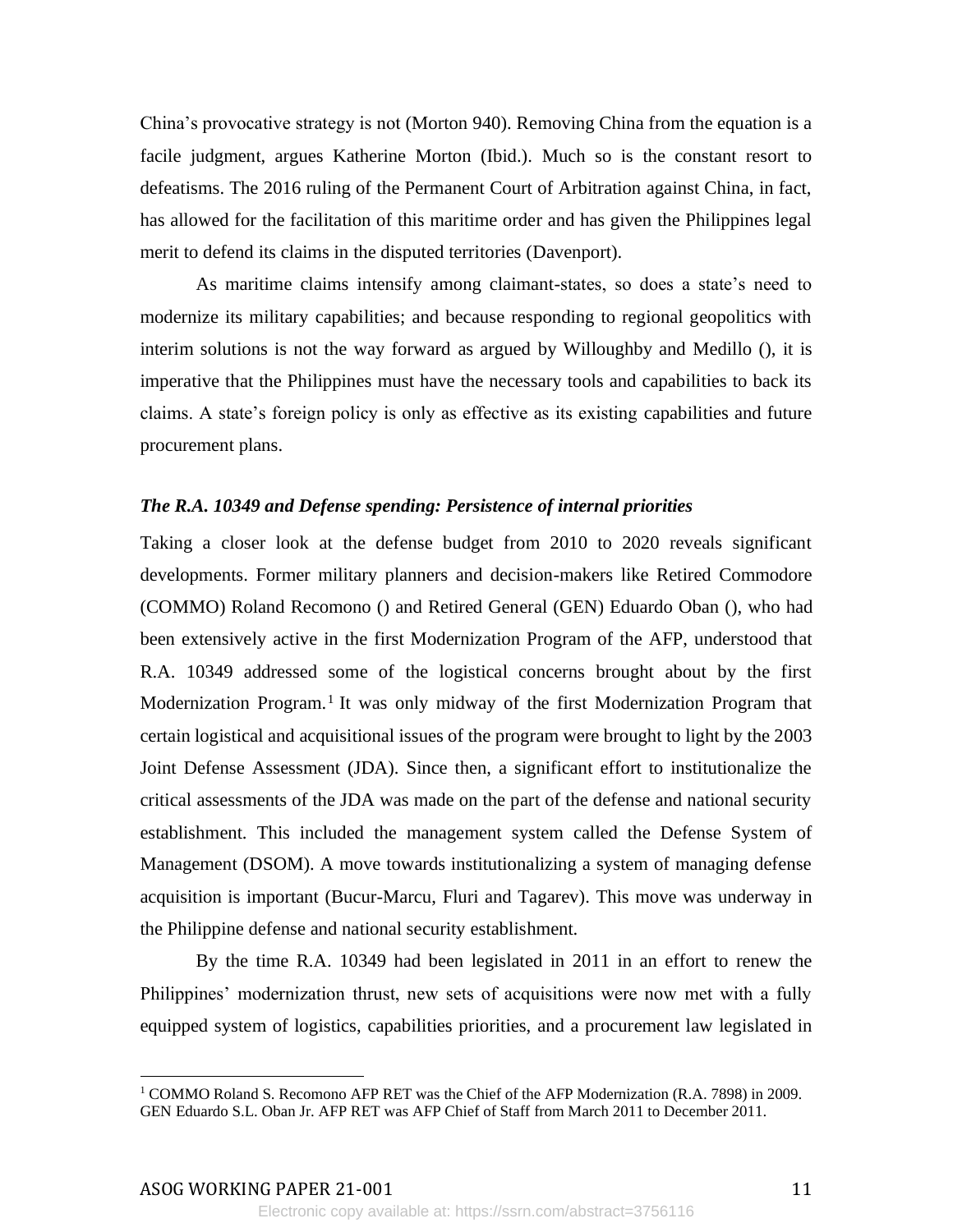China's provocative strategy is not (Morton 940). Removing China from the equation is a facile judgment, argues Katherine Morton (Ibid.). Much so is the constant resort to defeatisms. The 2016 ruling of the Permanent Court of Arbitration against China, in fact, has allowed for the facilitation of this maritime order and has given the Philippines legal merit to defend its claims in the disputed territories (Davenport).

As maritime claims intensify among claimant-states, so does a state's need to modernize its military capabilities; and because responding to regional geopolitics with interim solutions is not the way forward as argued by Willoughby and Medillo (), it is imperative that the Philippines must have the necessary tools and capabilities to back its claims. A state's foreign policy is only as effective as its existing capabilities and future procurement plans.

### *The R.A. 10349 and Defense spending: Persistence of internal priorities*

Taking a closer look at the defense budget from 2010 to 2020 reveals significant developments. Former military planners and decision-makers like Retired Commodore (COMMO) Roland Recomono () and Retired General (GEN) Eduardo Oban (), who had been extensively active in the first Modernization Program of the AFP, understood that R.A. 10349 addressed some of the logistical concerns brought about by the first Modernization Program.[1] It was only midway of the first Modernization Program that certain logistical and acquisitional issues of the program were brought to light by the 2003 Joint Defense Assessment (JDA). Since then, a significant effort to institutionalize the critical assessments of the JDA was made on the part of the defense and national security establishment. This included the management system called the Defense System of Management (DSOM). A move towards institutionalizing a system of managing defense acquisition is important (Bucur-Marcu, Fluri and Tagarev). This move was underway in the Philippine defense and national security establishment.

By the time R.A. 10349 had been legislated in 2011 in an effort to renew the Philippines' modernization thrust, new sets of acquisitions were now met with a fully equipped system of logistics, capabilities priorities, and a procurement law legislated in

---

[1] COMMO Roland S. Recomono AFP RET was the Chief of the AFP Modernization (R.A. 7898) in 2009. GEN Eduardo S.L. Oban Jr. AFP RET was AFP Chief of Staff from March 2011 to December 2011.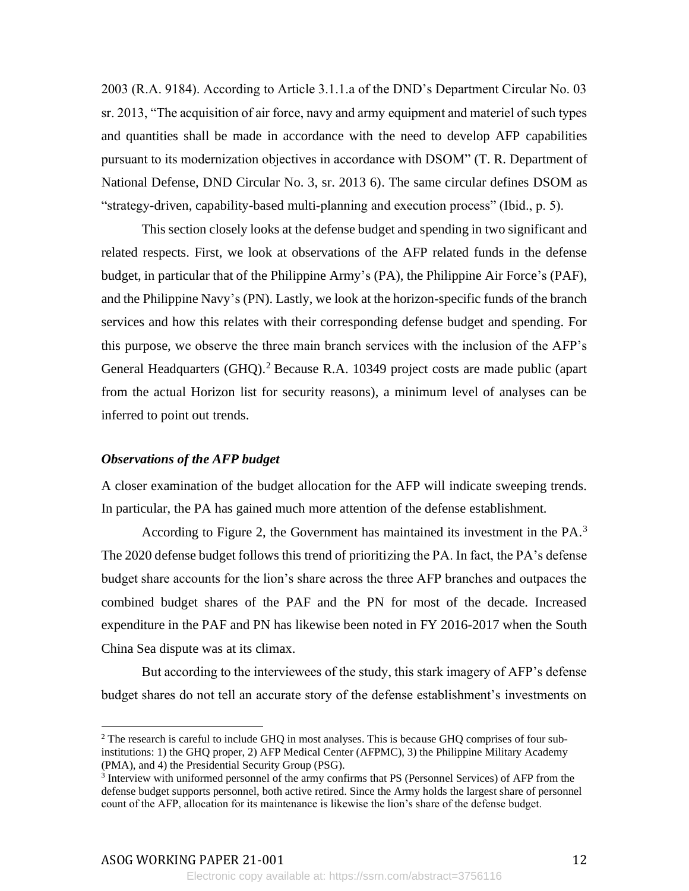2003 (R.A. 9184). According to Article 3.1.1.a of the DND's Department Circular No. 03 sr. 2013, "The acquisition of air force, navy and army equipment and materiel of such types and quantities shall be made in accordance with the need to develop AFP capabilities pursuant to its modernization objectives in accordance with DSOM" (T. R. Department of National Defense, DND Circular No. 3, sr. 2013 6). The same circular defines DSOM as "strategy-driven, capability-based multi-planning and execution process" (Ibid., p. 5).

This section closely looks at the defense budget and spending in two significant and related respects. First, we look at observations of the AFP related funds in the defense budget, in particular that of the Philippine Army's (PA), the Philippine Air Force's (PAF), and the Philippine Navy's (PN). Lastly, we look at the horizon-specific funds of the branch services and how this relates with their corresponding defense budget and spending. For this purpose, we observe the three main branch services with the inclusion of the AFP's General Headquarters (GHQ).[2] Because R.A. 10349 project costs are made public (apart from the actual Horizon list for security reasons), a minimum level of analyses can be inferred to point out trends.

### *Observations of the AFP budget*

A closer examination of the budget allocation for the AFP will indicate sweeping trends. In particular, the PA has gained much more attention of the defense establishment.

According to Figure 2, the Government has maintained its investment in the PA.[3] The 2020 defense budget follows this trend of prioritizing the PA. In fact, the PA's defense budget share accounts for the lion's share across the three AFP branches and outpaces the combined budget shares of the PAF and the PN for most of the decade. Increased expenditure in the PAF and PN has likewise been noted in FY 2016-2017 when the South China Sea dispute was at its climax.

But according to the interviewees of the study, this stark imagery of AFP's defense budget shares do not tell an accurate story of the defense establishment's investments on

---

[2] The research is careful to include GHQ in most analyses. This is because GHQ comprises of four sub-institutions: 1) the GHQ proper, 2) AFP Medical Center (AFPMC), 3) the Philippine Military Academy (PMA), and 4) the Presidential Security Group (PSG).

[3] Interview with uniformed personnel of the army confirms that PS (Personnel Services) of AFP from the defense budget supports personnel, both active retired. Since the Army holds the largest share of personnel count of the AFP, allocation for its maintenance is likewise the lion's share of the defense budget.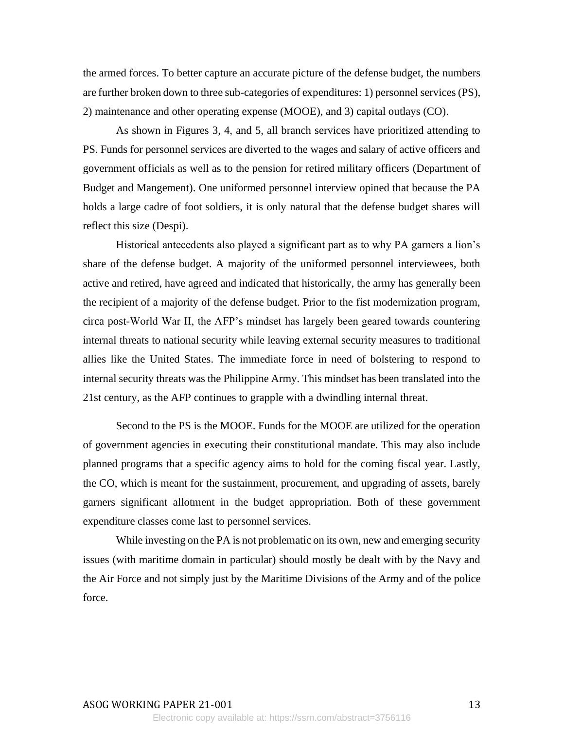the armed forces. To better capture an accurate picture of the defense budget, the numbers are further broken down to three sub-categories of expenditures: 1) personnel services (PS), 2) maintenance and other operating expense (MOOE), and 3) capital outlays (CO).

As shown in Figures 3, 4, and 5, all branch services have prioritized attending to PS. Funds for personnel services are diverted to the wages and salary of active officers and government officials as well as to the pension for retired military officers (Department of Budget and Mangement). One uniformed personnel interview opined that because the PA holds a large cadre of foot soldiers, it is only natural that the defense budget shares will reflect this size (Despi).

Historical antecedents also played a significant part as to why PA garners a lion's share of the defense budget. A majority of the uniformed personnel interviewees, both active and retired, have agreed and indicated that historically, the army has generally been the recipient of a majority of the defense budget. Prior to the fist modernization program, circa post-World War II, the AFP's mindset has largely been geared towards countering internal threats to national security while leaving external security measures to traditional allies like the United States. The immediate force in need of bolstering to respond to internal security threats was the Philippine Army. This mindset has been translated into the 21st century, as the AFP continues to grapple with a dwindling internal threat.

Second to the PS is the MOOE. Funds for the MOOE are utilized for the operation of government agencies in executing their constitutional mandate. This may also include planned programs that a specific agency aims to hold for the coming fiscal year. Lastly, the CO, which is meant for the sustainment, procurement, and upgrading of assets, barely garners significant allotment in the budget appropriation. Both of these government expenditure classes come last to personnel services.

While investing on the PA is not problematic on its own, new and emerging security issues (with maritime domain in particular) should mostly be dealt with by the Navy and the Air Force and not simply just by the Maritime Divisions of the Army and of the police force.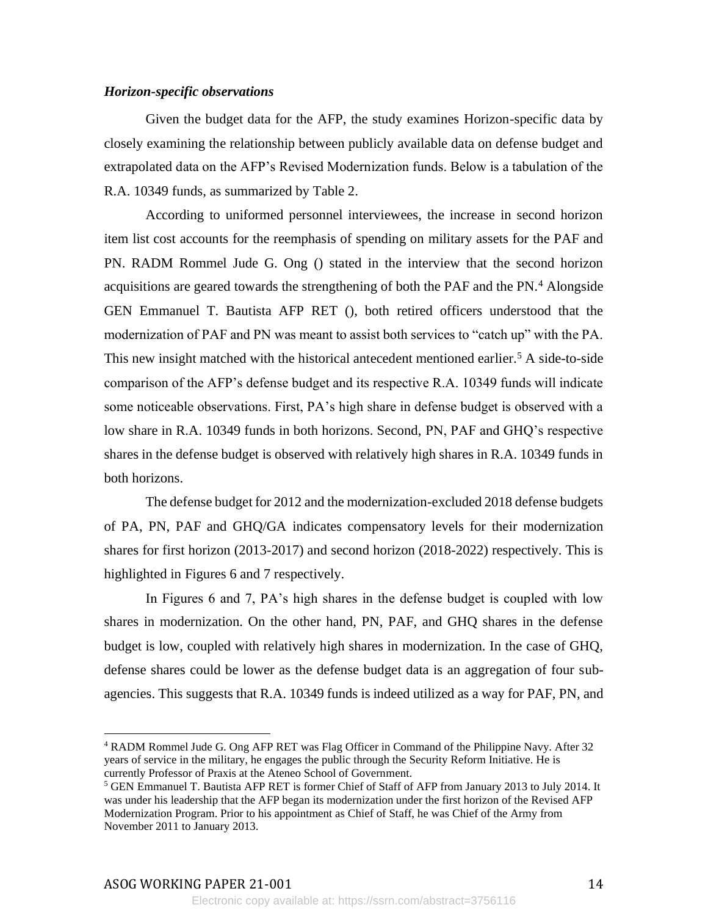***Horizon-specific observations***

Given the budget data for the AFP, the study examines Horizon-specific data by closely examining the relationship between publicly available data on defense budget and extrapolated data on the AFP's Revised Modernization funds. Below is a tabulation of the R.A. 10349 funds, as summarized by Table 2.

According to uniformed personnel interviewees, the increase in second horizon item list cost accounts for the reemphasis of spending on military assets for the PAF and PN. RADM Rommel Jude G. Ong () stated in the interview that the second horizon acquisitions are geared towards the strengthening of both the PAF and the PN.[4] Alongside GEN Emmanuel T. Bautista AFP RET (), both retired officers understood that the modernization of PAF and PN was meant to assist both services to "catch up" with the PA. This new insight matched with the historical antecedent mentioned earlier.[5] A side-to-side comparison of the AFP's defense budget and its respective R.A. 10349 funds will indicate some noticeable observations. First, PA's high share in defense budget is observed with a low share in R.A. 10349 funds in both horizons. Second, PN, PAF and GHQ's respective shares in the defense budget is observed with relatively high shares in R.A. 10349 funds in both horizons.

The defense budget for 2012 and the modernization-excluded 2018 defense budgets of PA, PN, PAF and GHQ/GA indicates compensatory levels for their modernization shares for first horizon (2013-2017) and second horizon (2018-2022) respectively. This is highlighted in Figures 6 and 7 respectively.

In Figures 6 and 7, PA's high shares in the defense budget is coupled with low shares in modernization. On the other hand, PN, PAF, and GHQ shares in the defense budget is low, coupled with relatively high shares in modernization. In the case of GHQ, defense shares could be lower as the defense budget data is an aggregation of four sub-agencies. This suggests that R.A. 10349 funds is indeed utilized as a way for PAF, PN, and

---

[4] RADM Rommel Jude G. Ong AFP RET was Flag Officer in Command of the Philippine Navy. After 32 years of service in the military, he engages the public through the Security Reform Initiative. He is currently Professor of Praxis at the Ateneo School of Government.

[5] GEN Emmanuel T. Bautista AFP RET is former Chief of Staff of AFP from January 2013 to July 2014. It was under his leadership that the AFP began its modernization under the first horizon of the Revised AFP Modernization Program. Prior to his appointment as Chief of Staff, he was Chief of the Army from November 2011 to January 2013.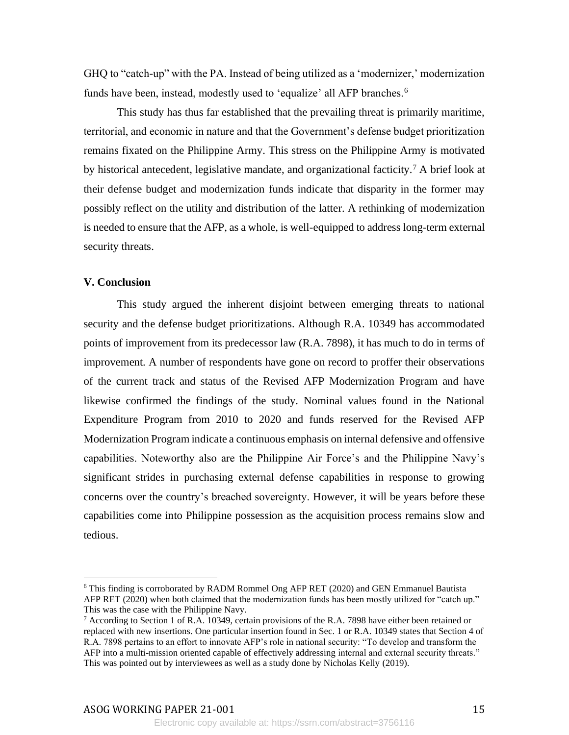GHQ to "catch-up" with the PA. Instead of being utilized as a 'modernizer,' modernization funds have been, instead, modestly used to 'equalize' all AFP branches.[6]

This study has thus far established that the prevailing threat is primarily maritime, territorial, and economic in nature and that the Government's defense budget prioritization remains fixated on the Philippine Army. This stress on the Philippine Army is motivated by historical antecedent, legislative mandate, and organizational facticity.[7] A brief look at their defense budget and modernization funds indicate that disparity in the former may possibly reflect on the utility and distribution of the latter. A rethinking of modernization is needed to ensure that the AFP, as a whole, is well-equipped to address long-term external security threats.

## V. Conclusion

This study argued the inherent disjoint between emerging threats to national security and the defense budget prioritizations. Although R.A. 10349 has accommodated points of improvement from its predecessor law (R.A. 7898), it has much to do in terms of improvement. A number of respondents have gone on record to proffer their observations of the current track and status of the Revised AFP Modernization Program and have likewise confirmed the findings of the study. Nominal values found in the National Expenditure Program from 2010 to 2020 and funds reserved for the Revised AFP Modernization Program indicate a continuous emphasis on internal defensive and offensive capabilities. Noteworthy also are the Philippine Air Force's and the Philippine Navy's significant strides in purchasing external defense capabilities in response to growing concerns over the country's breached sovereignty. However, it will be years before these capabilities come into Philippine possession as the acquisition process remains slow and tedious.

---

[6] This finding is corroborated by RADM Rommel Ong AFP RET (2020) and GEN Emmanuel Bautista AFP RET (2020) when both claimed that the modernization funds has been mostly utilized for "catch up." This was the case with the Philippine Navy.

[7] According to Section 1 of R.A. 10349, certain provisions of the R.A. 7898 have either been retained or replaced with new insertions. One particular insertion found in Sec. 1 or R.A. 10349 states that Section 4 of R.A. 7898 pertains to an effort to innovate AFP's role in national security: "To develop and transform the AFP into a multi-mission oriented capable of effectively addressing internal and external security threats." This was pointed out by interviewees as well as a study done by Nicholas Kelly (2019).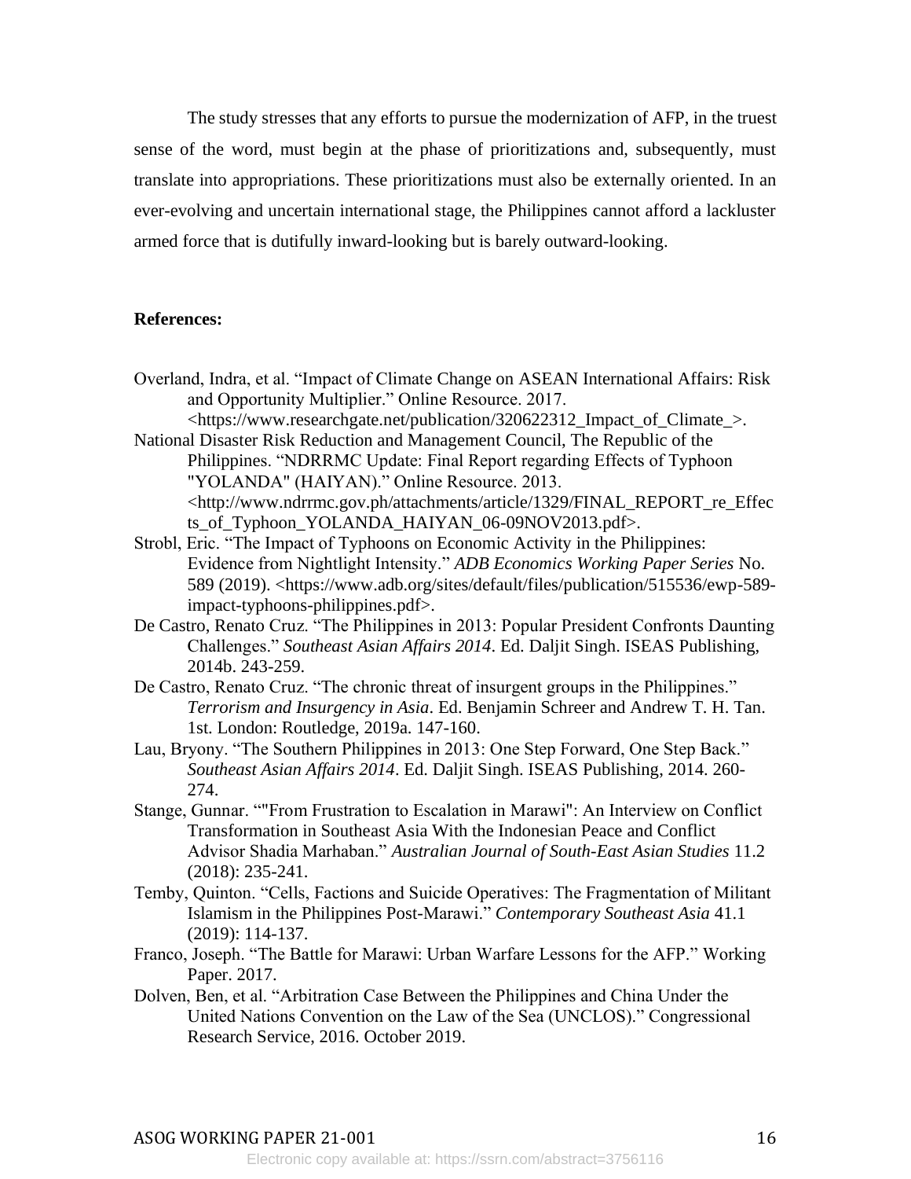The study stresses that any efforts to pursue the modernization of AFP, in the truest sense of the word, must begin at the phase of prioritizations and, subsequently, must translate into appropriations. These prioritizations must also be externally oriented. In an ever-evolving and uncertain international stage, the Philippines cannot afford a lackluster armed force that is dutifully inward-looking but is barely outward-looking.

**References:**

Overland, Indra, et al. "Impact of Climate Change on ASEAN International Affairs: Risk and Opportunity Multiplier." Online Resource. 2017. <https://www.researchgate.net/publication/320622312_Impact_of_Climate_>.

National Disaster Risk Reduction and Management Council, The Republic of the Philippines. "NDRRMC Update: Final Report regarding Effects of Typhoon "YOLANDA" (HAIYAN)." Online Resource. 2013. <http://www.ndrrmc.gov.ph/attachments/article/1329/FINAL_REPORT_re_Effects_of_Typhoon_YOLANDA_HAIYAN_06-09NOV2013.pdf>.

Strobl, Eric. "The Impact of Typhoons on Economic Activity in the Philippines: Evidence from Nightlight Intensity." *ADB Economics Working Paper Series* No. 589 (2019). <https://www.adb.org/sites/default/files/publication/515536/ewp-589-impact-typhoons-philippines.pdf>.

De Castro, Renato Cruz. "The Philippines in 2013: Popular President Confronts Daunting Challenges." *Southeast Asian Affairs 2014*. Ed. Daljit Singh. ISEAS Publishing, 2014b. 243-259.

De Castro, Renato Cruz. "The chronic threat of insurgent groups in the Philippines." *Terrorism and Insurgency in Asia*. Ed. Benjamin Schreer and Andrew T. H. Tan. 1st. London: Routledge, 2019a. 147-160.

Lau, Bryony. "The Southern Philippines in 2013: One Step Forward, One Step Back." *Southeast Asian Affairs 2014*. Ed. Daljit Singh. ISEAS Publishing, 2014. 260-274.

Stange, Gunnar. ""From Frustration to Escalation in Marawi": An Interview on Conflict Transformation in Southeast Asia With the Indonesian Peace and Conflict Advisor Shadia Marhaban." *Australian Journal of South-East Asian Studies* 11.2 (2018): 235-241.

Temby, Quinton. "Cells, Factions and Suicide Operatives: The Fragmentation of Militant Islamism in the Philippines Post-Marawi." *Contemporary Southeast Asia* 41.1 (2019): 114-137.

Franco, Joseph. "The Battle for Marawi: Urban Warfare Lessons for the AFP." Working Paper. 2017.

Dolven, Ben, et al. "Arbitration Case Between the Philippines and China Under the United Nations Convention on the Law of the Sea (UNCLOS)." Congressional Research Service, 2016. October 2019.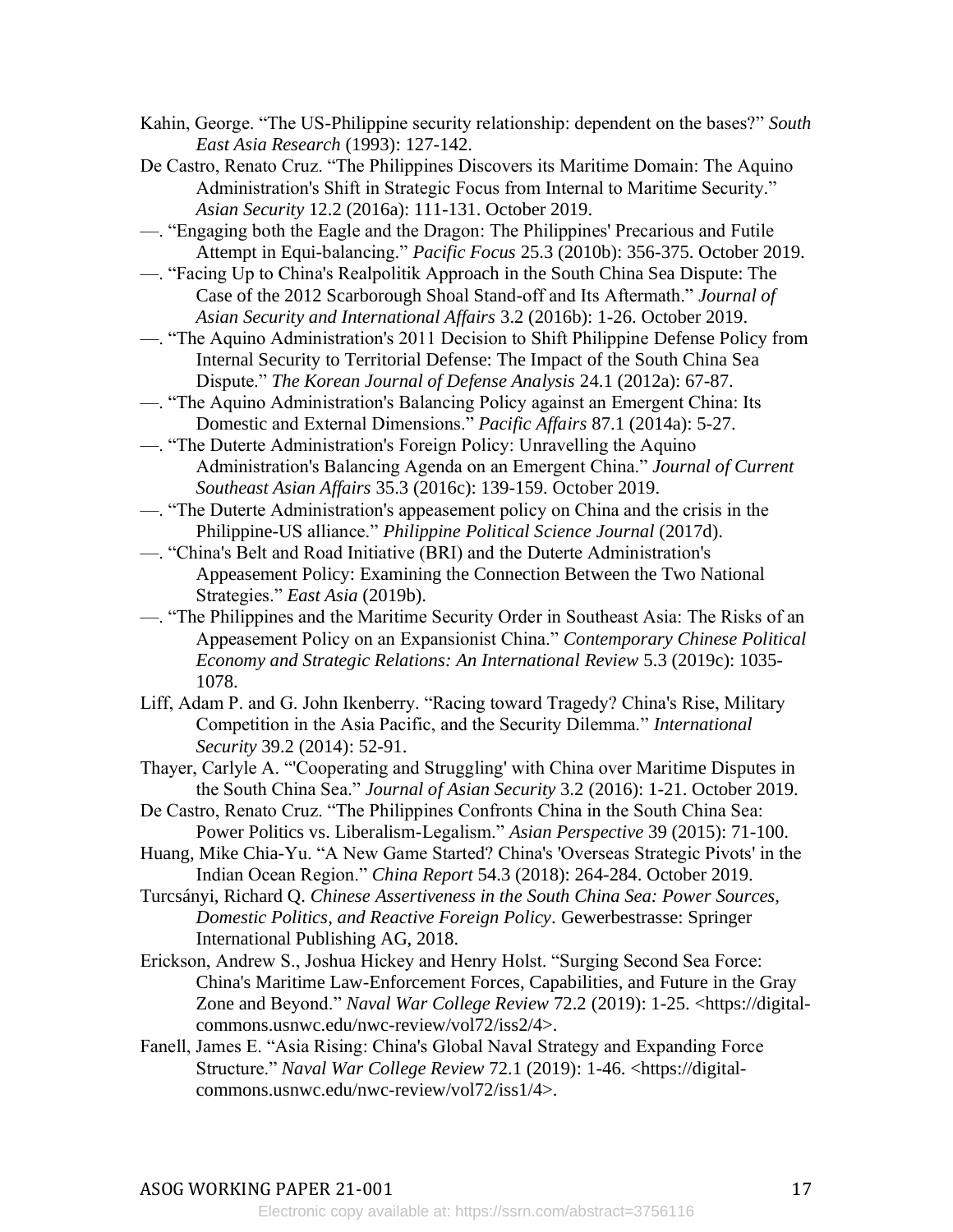Kahin, George. "The US-Philippine security relationship: dependent on the bases?" *South East Asia Research* (1993): 127-142.

De Castro, Renato Cruz. "The Philippines Discovers its Maritime Domain: The Aquino Administration's Shift in Strategic Focus from Internal to Maritime Security." *Asian Security* 12.2 (2016a): 111-131. October 2019.

—. "Engaging both the Eagle and the Dragon: The Philippines' Precarious and Futile Attempt in Equi-balancing." *Pacific Focus* 25.3 (2010b): 356-375. October 2019.

—. "Facing Up to China's Realpolitik Approach in the South China Sea Dispute: The Case of the 2012 Scarborough Shoal Stand-off and Its Aftermath." *Journal of Asian Security and International Affairs* 3.2 (2016b): 1-26. October 2019.

—. "The Aquino Administration's 2011 Decision to Shift Philippine Defense Policy from Internal Security to Territorial Defense: The Impact of the South China Sea Dispute." *The Korean Journal of Defense Analysis* 24.1 (2012a): 67-87.

—. "The Aquino Administration's Balancing Policy against an Emergent China: Its Domestic and External Dimensions." *Pacific Affairs* 87.1 (2014a): 5-27.

—. "The Duterte Administration's Foreign Policy: Unravelling the Aquino Administration's Balancing Agenda on an Emergent China." *Journal of Current Southeast Asian Affairs* 35.3 (2016c): 139-159. October 2019.

—. "The Duterte Administration's appeasement policy on China and the crisis in the Philippine-US alliance." *Philippine Political Science Journal* (2017d).

—. "China's Belt and Road Initiative (BRI) and the Duterte Administration's Appeasement Policy: Examining the Connection Between the Two National Strategies." *East Asia* (2019b).

—. "The Philippines and the Maritime Security Order in Southeast Asia: The Risks of an Appeasement Policy on an Expansionist China." *Contemporary Chinese Political Economy and Strategic Relations: An International Review* 5.3 (2019c): 1035-1078.

Liff, Adam P. and G. John Ikenberry. "Racing toward Tragedy? China's Rise, Military Competition in the Asia Pacific, and the Security Dilemma." *International Security* 39.2 (2014): 52-91.

Thayer, Carlyle A. "'Cooperating and Struggling' with China over Maritime Disputes in the South China Sea." *Journal of Asian Security* 3.2 (2016): 1-21. October 2019.

De Castro, Renato Cruz. "The Philippines Confronts China in the South China Sea: Power Politics vs. Liberalism-Legalism." *Asian Perspective* 39 (2015): 71-100.

Huang, Mike Chia-Yu. "A New Game Started? China's 'Overseas Strategic Pivots' in the Indian Ocean Region." *China Report* 54.3 (2018): 264-284. October 2019.

Turcsányi, Richard Q. *Chinese Assertiveness in the South China Sea: Power Sources, Domestic Politics, and Reactive Foreign Policy*. Gewerbestrasse: Springer International Publishing AG, 2018.

Erickson, Andrew S., Joshua Hickey and Henry Holst. "Surging Second Sea Force: China's Maritime Law-Enforcement Forces, Capabilities, and Future in the Gray Zone and Beyond." *Naval War College Review* 72.2 (2019): 1-25. <https://digital-commons.usnwc.edu/nwc-review/vol72/iss2/4>.

Fanell, James E. "Asia Rising: China's Global Naval Strategy and Expanding Force Structure." *Naval War College Review* 72.1 (2019): 1-46. <https://digital-commons.usnwc.edu/nwc-review/vol72/iss1/4>.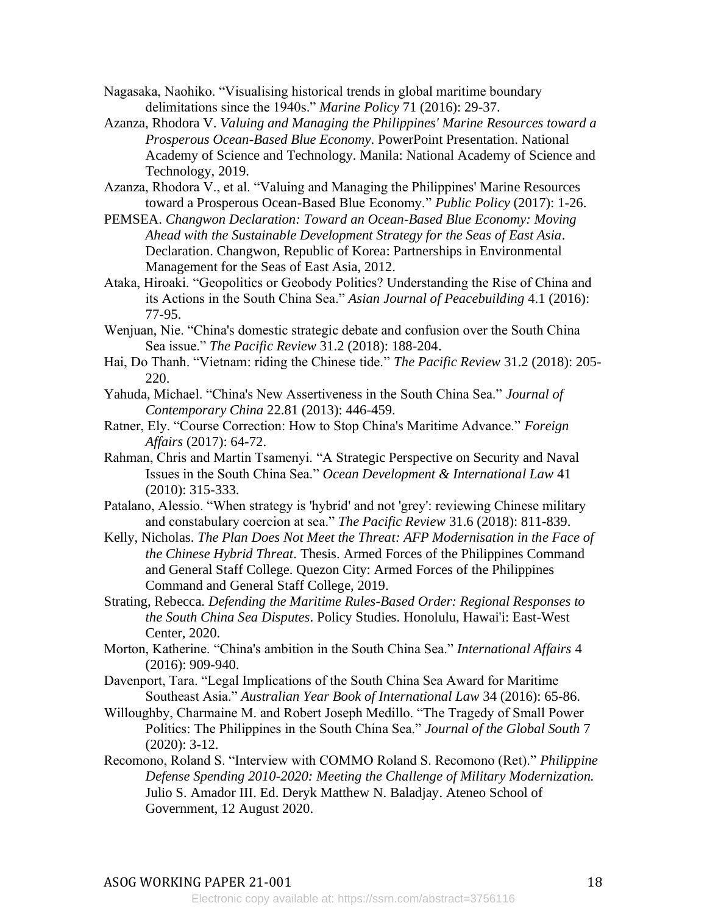Nagasaka, Naohiko. "Visualising historical trends in global maritime boundary delimitations since the 1940s." *Marine Policy* 71 (2016): 29-37.

Azanza, Rhodora V. *Valuing and Managing the Philippines' Marine Resources toward a Prosperous Ocean-Based Blue Economy*. PowerPoint Presentation. National Academy of Science and Technology. Manila: National Academy of Science and Technology, 2019.

Azanza, Rhodora V., et al. "Valuing and Managing the Philippines' Marine Resources toward a Prosperous Ocean-Based Blue Economy." *Public Policy* (2017): 1-26.

PEMSEA. *Changwon Declaration: Toward an Ocean-Based Blue Economy: Moving Ahead with the Sustainable Development Strategy for the Seas of East Asia*. Declaration. Changwon, Republic of Korea: Partnerships in Environmental Management for the Seas of East Asia, 2012.

Ataka, Hiroaki. "Geopolitics or Geobody Politics? Understanding the Rise of China and its Actions in the South China Sea." *Asian Journal of Peacebuilding* 4.1 (2016): 77-95.

Wenjuan, Nie. "China's domestic strategic debate and confusion over the South China Sea issue." *The Pacific Review* 31.2 (2018): 188-204.

Hai, Do Thanh. "Vietnam: riding the Chinese tide." *The Pacific Review* 31.2 (2018): 205-220.

Yahuda, Michael. "China's New Assertiveness in the South China Sea." *Journal of Contemporary China* 22.81 (2013): 446-459.

Ratner, Ely. "Course Correction: How to Stop China's Maritime Advance." *Foreign Affairs* (2017): 64-72.

Rahman, Chris and Martin Tsamenyi. "A Strategic Perspective on Security and Naval Issues in the South China Sea." *Ocean Development & International Law* 41 (2010): 315-333.

Patalano, Alessio. "When strategy is 'hybrid' and not 'grey': reviewing Chinese military and constabulary coercion at sea." *The Pacific Review* 31.6 (2018): 811-839.

Kelly, Nicholas. *The Plan Does Not Meet the Threat: AFP Modernisation in the Face of the Chinese Hybrid Threat*. Thesis. Armed Forces of the Philippines Command and General Staff College. Quezon City: Armed Forces of the Philippines Command and General Staff College, 2019.

Strating, Rebecca. *Defending the Maritime Rules-Based Order: Regional Responses to the South China Sea Disputes*. Policy Studies. Honolulu, Hawai'i: East-West Center, 2020.

Morton, Katherine. "China's ambition in the South China Sea." *International Affairs* 4 (2016): 909-940.

Davenport, Tara. "Legal Implications of the South China Sea Award for Maritime Southeast Asia." *Australian Year Book of International Law* 34 (2016): 65-86.

Willoughby, Charmaine M. and Robert Joseph Medillo. "The Tragedy of Small Power Politics: The Philippines in the South China Sea." *Journal of the Global South* 7 (2020): 3-12.

Recomono, Roland S. "Interview with COMMO Roland S. Recomono (Ret)." *Philippine Defense Spending 2010-2020: Meeting the Challenge of Military Modernization.* Julio S. Amador III. Ed. Deryk Matthew N. Baladjay. Ateneo School of Government, 12 August 2020.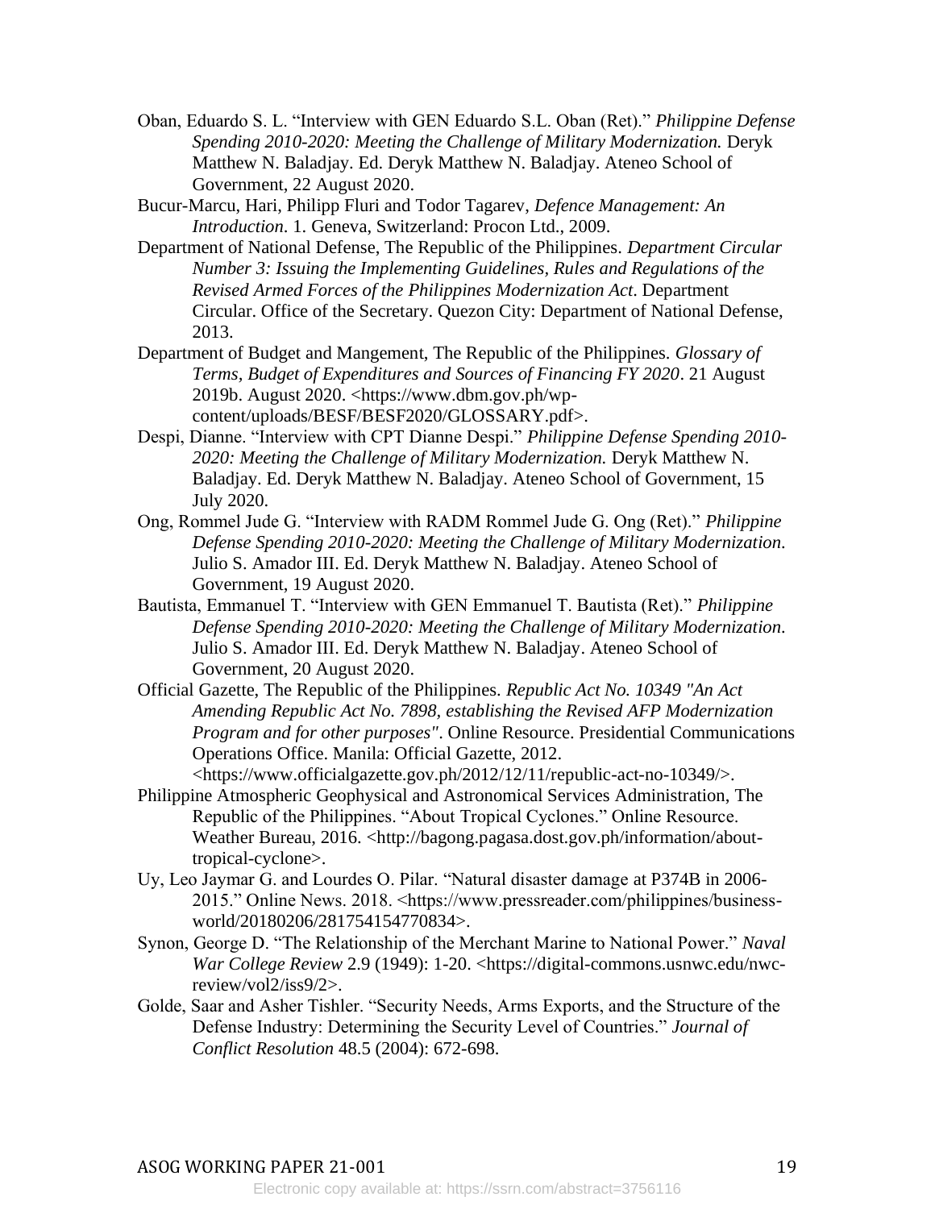Oban, Eduardo S. L. "Interview with GEN Eduardo S.L. Oban (Ret)." *Philippine Defense Spending 2010-2020: Meeting the Challenge of Military Modernization.* Deryk Matthew N. Baladjay. Ed. Deryk Matthew N. Baladjay. Ateneo School of Government, 22 August 2020.

Bucur-Marcu, Hari, Philipp Fluri and Todor Tagarev, *Defence Management: An Introduction*. 1. Geneva, Switzerland: Procon Ltd., 2009.

Department of National Defense, The Republic of the Philippines. *Department Circular Number 3: Issuing the Implementing Guidelines, Rules and Regulations of the Revised Armed Forces of the Philippines Modernization Act*. Department Circular. Office of the Secretary. Quezon City: Department of National Defense, 2013.

Department of Budget and Mangement, The Republic of the Philippines. *Glossary of Terms, Budget of Expenditures and Sources of Financing FY 2020*. 21 August 2019b. August 2020. <https://www.dbm.gov.ph/wp-content/uploads/BESF/BESF2020/GLOSSARY.pdf>.

Despi, Dianne. "Interview with CPT Dianne Despi." *Philippine Defense Spending 2010-2020: Meeting the Challenge of Military Modernization.* Deryk Matthew N. Baladjay. Ed. Deryk Matthew N. Baladjay. Ateneo School of Government, 15 July 2020.

Ong, Rommel Jude G. "Interview with RADM Rommel Jude G. Ong (Ret)." *Philippine Defense Spending 2010-2020: Meeting the Challenge of Military Modernization*. Julio S. Amador III. Ed. Deryk Matthew N. Baladjay. Ateneo School of Government, 19 August 2020.

Bautista, Emmanuel T. "Interview with GEN Emmanuel T. Bautista (Ret)." *Philippine Defense Spending 2010-2020: Meeting the Challenge of Military Modernization*. Julio S. Amador III. Ed. Deryk Matthew N. Baladjay. Ateneo School of Government, 20 August 2020.

Official Gazette, The Republic of the Philippines. *Republic Act No. 10349 "An Act Amending Republic Act No. 7898, establishing the Revised AFP Modernization Program and for other purposes"*. Online Resource. Presidential Communications Operations Office. Manila: Official Gazette, 2012. <https://www.officialgazette.gov.ph/2012/12/11/republic-act-no-10349/>.

Philippine Atmospheric Geophysical and Astronomical Services Administration, The Republic of the Philippines. "About Tropical Cyclones." Online Resource. Weather Bureau, 2016. <http://bagong.pagasa.dost.gov.ph/information/about-tropical-cyclone>.

Uy, Leo Jaymar G. and Lourdes O. Pilar. "Natural disaster damage at P374B in 2006-2015." Online News. 2018. <https://www.pressreader.com/philippines/business-world/20180206/281754154770834>.

Synon, George D. "The Relationship of the Merchant Marine to National Power." *Naval War College Review* 2.9 (1949): 1-20. <https://digital-commons.usnwc.edu/nwc-review/vol2/iss9/2>.

Golde, Saar and Asher Tishler. "Security Needs, Arms Exports, and the Structure of the Defense Industry: Determining the Security Level of Countries." *Journal of Conflict Resolution* 48.5 (2004): 672-698.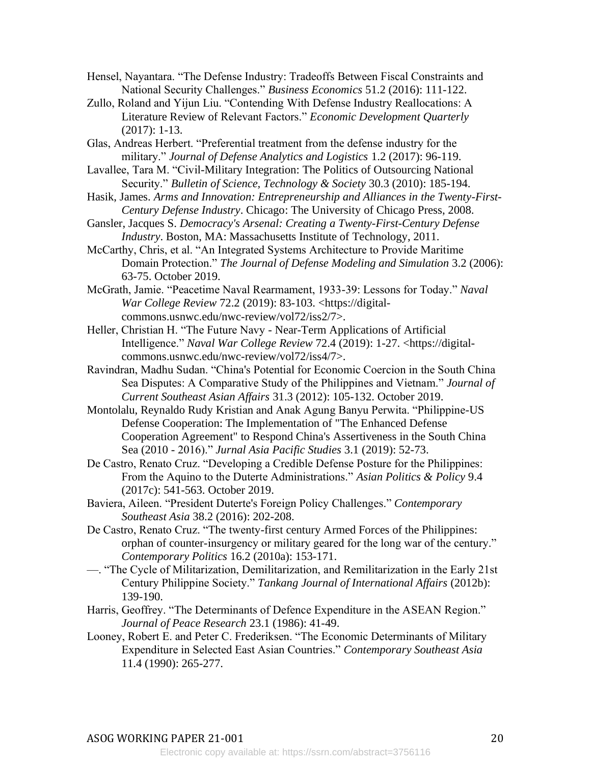Hensel, Nayantara. “The Defense Industry: Tradeoffs Between Fiscal Constraints and National Security Challenges.” *Business Economics* 51.2 (2016): 111-122.

Zullo, Roland and Yijun Liu. “Contending With Defense Industry Reallocations: A Literature Review of Relevant Factors.” *Economic Development Quarterly* (2017): 1-13.

Glas, Andreas Herbert. “Preferential treatment from the defense industry for the military.” *Journal of Defense Analytics and Logistics* 1.2 (2017): 96-119.

Lavallee, Tara M. “Civil-Military Integration: The Politics of Outsourcing National Security.” *Bulletin of Science, Technology & Society* 30.3 (2010): 185-194.

Hasik, James. *Arms and Innovation: Entrepreneurship and Alliances in the Twenty-First-Century Defense Industry*. Chicago: The University of Chicago Press, 2008.

Gansler, Jacques S. *Democracy's Arsenal: Creating a Twenty-First-Century Defense Industry*. Boston, MA: Massachusetts Institute of Technology, 2011.

McCarthy, Chris, et al. “An Integrated Systems Architecture to Provide Maritime Domain Protection.” *The Journal of Defense Modeling and Simulation* 3.2 (2006): 63-75. October 2019.

McGrath, Jamie. “Peacetime Naval Rearmament, 1933-39: Lessons for Today.” *Naval War College Review* 72.2 (2019): 83-103. <https://digital-commons.usnwc.edu/nwc-review/vol72/iss2/7>.

Heller, Christian H. “The Future Navy - Near-Term Applications of Artificial Intelligence.” *Naval War College Review* 72.4 (2019): 1-27. <https://digital-commons.usnwc.edu/nwc-review/vol72/iss4/7>.

Ravindran, Madhu Sudan. “China's Potential for Economic Coercion in the South China Sea Disputes: A Comparative Study of the Philippines and Vietnam.” *Journal of Current Southeast Asian Affairs* 31.3 (2012): 105-132. October 2019.

Montolalu, Reynaldo Rudy Kristian and Anak Agung Banyu Perwita. “Philippine-US Defense Cooperation: The Implementation of "The Enhanced Defense Cooperation Agreement" to Respond China's Assertiveness in the South China Sea (2010 - 2016).” *Jurnal Asia Pacific Studies* 3.1 (2019): 52-73.

De Castro, Renato Cruz. “Developing a Credible Defense Posture for the Philippines: From the Aquino to the Duterte Administrations.” *Asian Politics & Policy* 9.4 (2017c): 541-563. October 2019.

Baviera, Aileen. “President Duterte's Foreign Policy Challenges.” *Contemporary Southeast Asia* 38.2 (2016): 202-208.

De Castro, Renato Cruz. “The twenty-first century Armed Forces of the Philippines: orphan of counter-insurgency or military geared for the long war of the century.” *Contemporary Politics* 16.2 (2010a): 153-171.

—. “The Cycle of Militarization, Demilitarization, and Remilitarization in the Early 21st Century Philippine Society.” *Tankang Journal of International Affairs* (2012b): 139-190.

Harris, Geoffrey. “The Determinants of Defence Expenditure in the ASEAN Region.” *Journal of Peace Research* 23.1 (1986): 41-49.

Looney, Robert E. and Peter C. Frederiksen. “The Economic Determinants of Military Expenditure in Selected East Asian Countries.” *Contemporary Southeast Asia* 11.4 (1990): 265-277.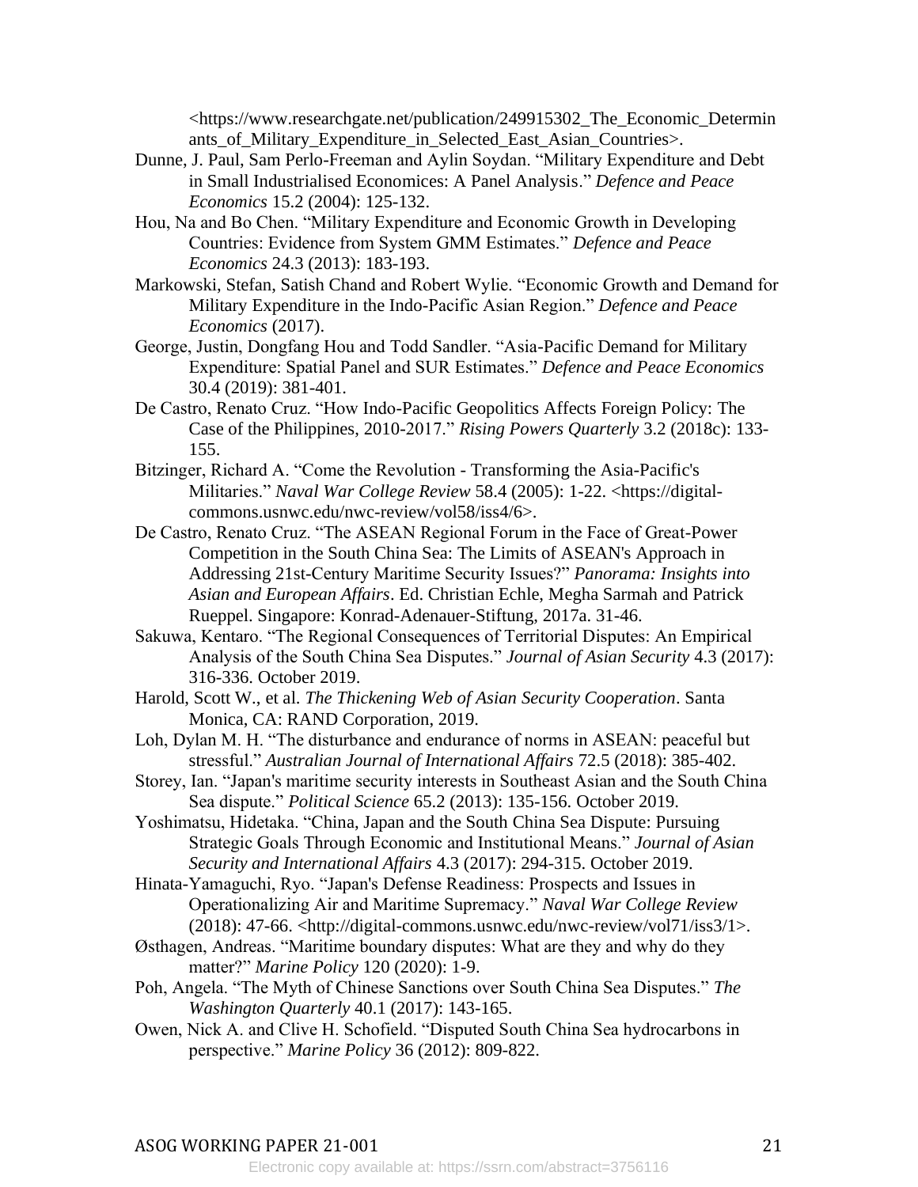<https://www.researchgate.net/publication/249915302_The_Economic_Determinants_of_Military_Expenditure_in_Selected_East_Asian_Countries>.

Dunne, J. Paul, Sam Perlo-Freeman and Aylin Soydan. "Military Expenditure and Debt in Small Industrialised Economices: A Panel Analysis." *Defence and Peace Economics* 15.2 (2004): 125-132.

Hou, Na and Bo Chen. "Military Expenditure and Economic Growth in Developing Countries: Evidence from System GMM Estimates." *Defence and Peace Economics* 24.3 (2013): 183-193.

Markowski, Stefan, Satish Chand and Robert Wylie. "Economic Growth and Demand for Military Expenditure in the Indo-Pacific Asian Region." *Defence and Peace Economics* (2017).

George, Justin, Dongfang Hou and Todd Sandler. "Asia-Pacific Demand for Military Expenditure: Spatial Panel and SUR Estimates." *Defence and Peace Economics* 30.4 (2019): 381-401.

De Castro, Renato Cruz. "How Indo-Pacific Geopolitics Affects Foreign Policy: The Case of the Philippines, 2010-2017." *Rising Powers Quarterly* 3.2 (2018c): 133-155.

Bitzinger, Richard A. "Come the Revolution - Transforming the Asia-Pacific's Militaries." *Naval War College Review* 58.4 (2005): 1-22. <https://digital-commons.usnwc.edu/nwc-review/vol58/iss4/6>.

De Castro, Renato Cruz. "The ASEAN Regional Forum in the Face of Great-Power Competition in the South China Sea: The Limits of ASEAN's Approach in Addressing 21st-Century Maritime Security Issues?" *Panorama: Insights into Asian and European Affairs*. Ed. Christian Echle, Megha Sarmah and Patrick Rueppel. Singapore: Konrad-Adenauer-Stiftung, 2017a. 31-46.

Sakuwa, Kentaro. "The Regional Consequences of Territorial Disputes: An Empirical Analysis of the South China Sea Disputes." *Journal of Asian Security* 4.3 (2017): 316-336. October 2019.

Harold, Scott W., et al. *The Thickening Web of Asian Security Cooperation*. Santa Monica, CA: RAND Corporation, 2019.

Loh, Dylan M. H. "The disturbance and endurance of norms in ASEAN: peaceful but stressful." *Australian Journal of International Affairs* 72.5 (2018): 385-402.

Storey, Ian. "Japan's maritime security interests in Southeast Asian and the South China Sea dispute." *Political Science* 65.2 (2013): 135-156. October 2019.

Yoshimatsu, Hidetaka. "China, Japan and the South China Sea Dispute: Pursuing Strategic Goals Through Economic and Institutional Means." *Journal of Asian Security and International Affairs* 4.3 (2017): 294-315. October 2019.

Hinata-Yamaguchi, Ryo. "Japan's Defense Readiness: Prospects and Issues in Operationalizing Air and Maritime Supremacy." *Naval War College Review* (2018): 47-66. <http://digital-commons.usnwc.edu/nwc-review/vol71/iss3/1>.

Østhagen, Andreas. "Maritime boundary disputes: What are they and why do they matter?" *Marine Policy* 120 (2020): 1-9.

Poh, Angela. "The Myth of Chinese Sanctions over South China Sea Disputes." *The Washington Quarterly* 40.1 (2017): 143-165.

Owen, Nick A. and Clive H. Schofield. "Disputed South China Sea hydrocarbons in perspective." *Marine Policy* 36 (2012): 809-822.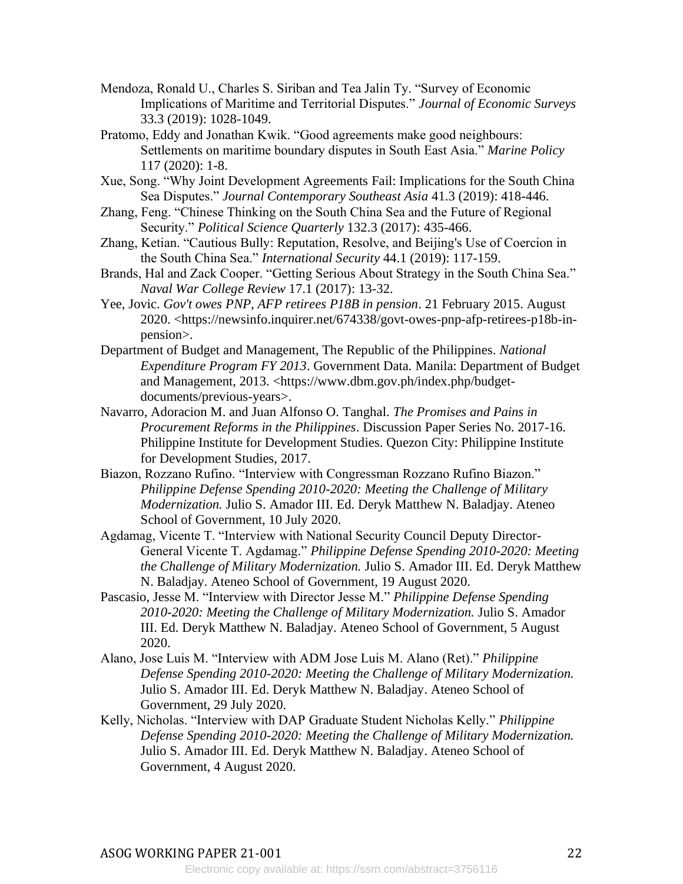Mendoza, Ronald U., Charles S. Siriban and Tea Jalin Ty. "Survey of Economic Implications of Maritime and Territorial Disputes." *Journal of Economic Surveys* 33.3 (2019): 1028-1049.

Pratomo, Eddy and Jonathan Kwik. "Good agreements make good neighbours: Settlements on maritime boundary disputes in South East Asia." *Marine Policy* 117 (2020): 1-8.

Xue, Song. "Why Joint Development Agreements Fail: Implications for the South China Sea Disputes." *Journal Contemporary Southeast Asia* 41.3 (2019): 418-446.

Zhang, Feng. "Chinese Thinking on the South China Sea and the Future of Regional Security." *Political Science Quarterly* 132.3 (2017): 435-466.

Zhang, Ketian. "Cautious Bully: Reputation, Resolve, and Beijing's Use of Coercion in the South China Sea." *International Security* 44.1 (2019): 117-159.

Brands, Hal and Zack Cooper. "Getting Serious About Strategy in the South China Sea." *Naval War College Review* 17.1 (2017): 13-32.

Yee, Jovic. *Gov't owes PNP, AFP retirees P18B in pension*. 21 February 2015. August 2020. <https://newsinfo.inquirer.net/674338/govt-owes-pnp-afp-retirees-p18b-in-pension>.

Department of Budget and Management, The Republic of the Philippines. *National Expenditure Program FY 2013*. Government Data. Manila: Department of Budget and Management, 2013. <https://www.dbm.gov.ph/index.php/budget-documents/previous-years>.

Navarro, Adoracion M. and Juan Alfonso O. Tanghal. *The Promises and Pains in Procurement Reforms in the Philippines*. Discussion Paper Series No. 2017-16. Philippine Institute for Development Studies. Quezon City: Philippine Institute for Development Studies, 2017.

Biazon, Rozzano Rufino. "Interview with Congressman Rozzano Rufino Biazon." *Philippine Defense Spending 2010-2020: Meeting the Challenge of Military Modernization.* Julio S. Amador III. Ed. Deryk Matthew N. Baladjay. Ateneo School of Government, 10 July 2020.

Agdamag, Vicente T. "Interview with National Security Council Deputy Director-General Vicente T. Agdamag." *Philippine Defense Spending 2010-2020: Meeting the Challenge of Military Modernization.* Julio S. Amador III. Ed. Deryk Matthew N. Baladjay. Ateneo School of Government, 19 August 2020.

Pascasio, Jesse M. "Interview with Director Jesse M." *Philippine Defense Spending 2010-2020: Meeting the Challenge of Military Modernization.* Julio S. Amador III. Ed. Deryk Matthew N. Baladjay. Ateneo School of Government, 5 August 2020.

Alano, Jose Luis M. "Interview with ADM Jose Luis M. Alano (Ret)." *Philippine Defense Spending 2010-2020: Meeting the Challenge of Military Modernization.* Julio S. Amador III. Ed. Deryk Matthew N. Baladjay. Ateneo School of Government, 29 July 2020.

Kelly, Nicholas. "Interview with DAP Graduate Student Nicholas Kelly." *Philippine Defense Spending 2010-2020: Meeting the Challenge of Military Modernization.* Julio S. Amador III. Ed. Deryk Matthew N. Baladjay. Ateneo School of Government, 4 August 2020.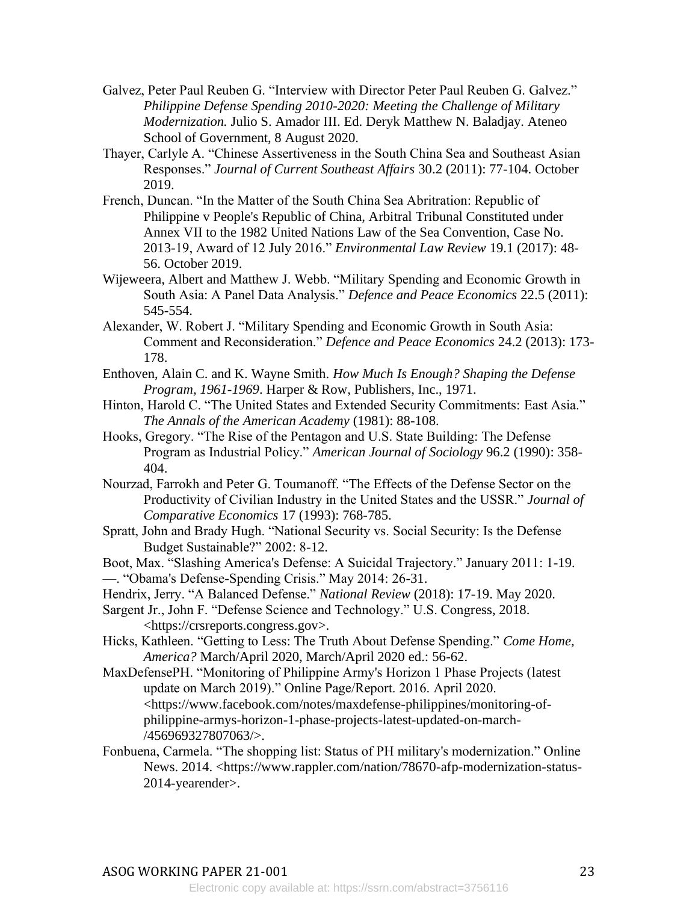Galvez, Peter Paul Reuben G. "Interview with Director Peter Paul Reuben G. Galvez." *Philippine Defense Spending 2010-2020: Meeting the Challenge of Military Modernization.* Julio S. Amador III. Ed. Deryk Matthew N. Baladjay. Ateneo School of Government, 8 August 2020.

Thayer, Carlyle A. "Chinese Assertiveness in the South China Sea and Southeast Asian Responses." *Journal of Current Southeast Affairs* 30.2 (2011): 77-104. October 2019.

French, Duncan. "In the Matter of the South China Sea Abritration: Republic of Philippine v People's Republic of China, Arbitral Tribunal Constituted under Annex VII to the 1982 United Nations Law of the Sea Convention, Case No. 2013-19, Award of 12 July 2016." *Environmental Law Review* 19.1 (2017): 48-56. October 2019.

Wijeweera, Albert and Matthew J. Webb. "Military Spending and Economic Growth in South Asia: A Panel Data Analysis." *Defence and Peace Economics* 22.5 (2011): 545-554.

Alexander, W. Robert J. "Military Spending and Economic Growth in South Asia: Comment and Reconsideration." *Defence and Peace Economics* 24.2 (2013): 173-178.

Enthoven, Alain C. and K. Wayne Smith. *How Much Is Enough? Shaping the Defense Program, 1961-1969*. Harper & Row, Publishers, Inc., 1971.

Hinton, Harold C. "The United States and Extended Security Commitments: East Asia." *The Annals of the American Academy* (1981): 88-108.

Hooks, Gregory. "The Rise of the Pentagon and U.S. State Building: The Defense Program as Industrial Policy." *American Journal of Sociology* 96.2 (1990): 358-404.

Nourzad, Farrokh and Peter G. Toumanoff. "The Effects of the Defense Sector on the Productivity of Civilian Industry in the United States and the USSR." *Journal of Comparative Economics* 17 (1993): 768-785.

Spratt, John and Brady Hugh. "National Security vs. Social Security: Is the Defense Budget Sustainable?" 2002: 8-12.

Boot, Max. "Slashing America's Defense: A Suicidal Trajectory." January 2011: 1-19.

—. "Obama's Defense-Spending Crisis." May 2014: 26-31.

Hendrix, Jerry. "A Balanced Defense." *National Review* (2018): 17-19. May 2020.

Sargent Jr., John F. "Defense Science and Technology." U.S. Congress, 2018. <https://crsreports.congress.gov>.

Hicks, Kathleen. "Getting to Less: The Truth About Defense Spending." *Come Home, America?* March/April 2020, March/April 2020 ed.: 56-62.

MaxDefensePH. "Monitoring of Philippine Army's Horizon 1 Phase Projects (latest update on March 2019)." Online Page/Report. 2016. April 2020. <https://www.facebook.com/notes/maxdefense-philippines/monitoring-of-philippine-armys-horizon-1-phase-projects-latest-updated-on-march-/456969327807063/>.

Fonbuena, Carmela. "The shopping list: Status of PH military's modernization." Online News. 2014. <https://www.rappler.com/nation/78670-afp-modernization-status-2014-yearender>.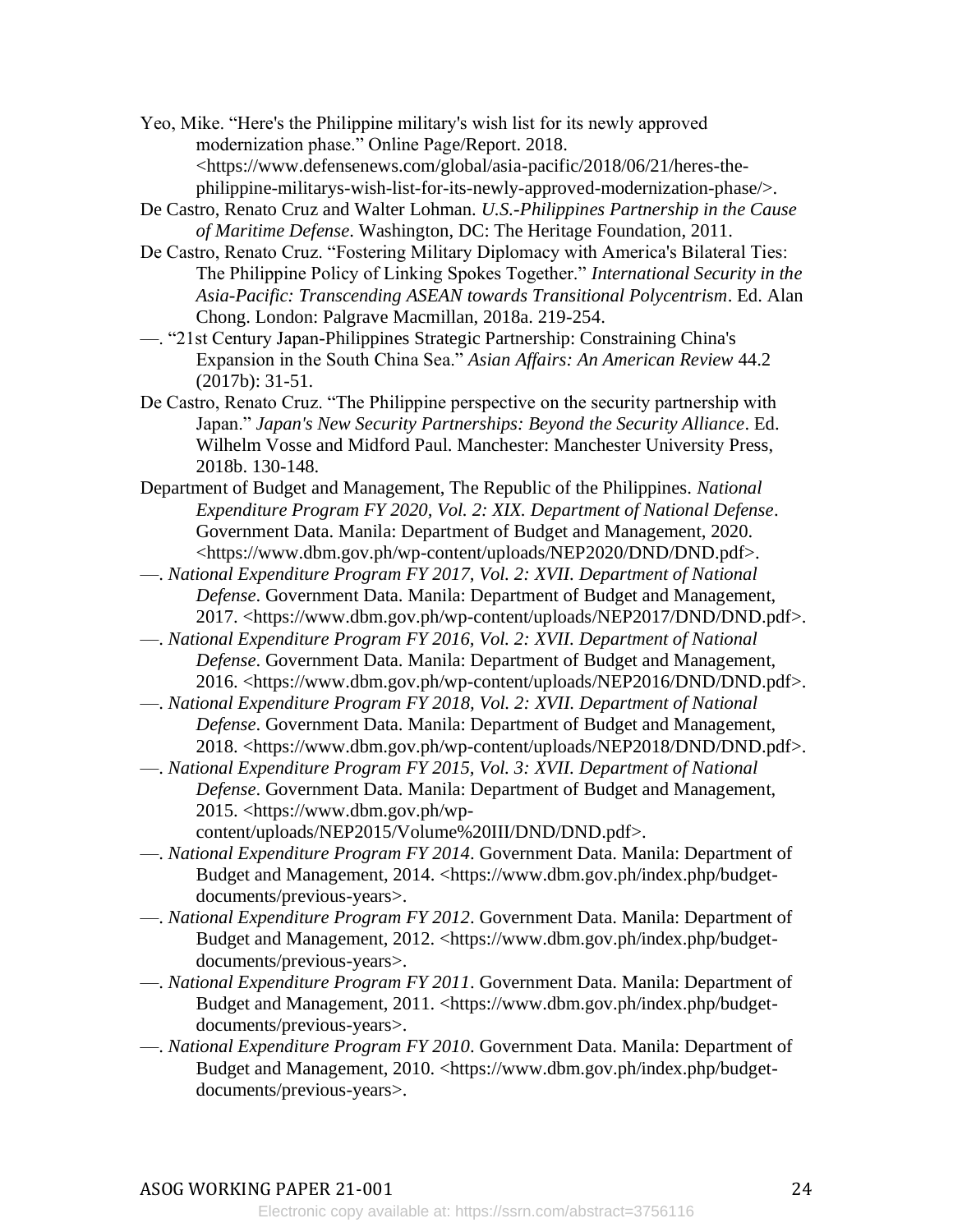Yeo, Mike. “Here's the Philippine military's wish list for its newly approved modernization phase.” Online Page/Report. 2018. <https://www.defensenews.com/global/asia-pacific/2018/06/21/heres-the-philippine-militarys-wish-list-for-its-newly-approved-modernization-phase/>.

De Castro, Renato Cruz and Walter Lohman. *U.S.-Philippines Partnership in the Cause of Maritime Defense*. Washington, DC: The Heritage Foundation, 2011.

De Castro, Renato Cruz. “Fostering Military Diplomacy with America's Bilateral Ties: The Philippine Policy of Linking Spokes Together.” *International Security in the Asia-Pacific: Transcending ASEAN towards Transitional Polycentrism*. Ed. Alan Chong. London: Palgrave Macmillan, 2018a. 219-254.

—. “21st Century Japan-Philippines Strategic Partnership: Constraining China's Expansion in the South China Sea.” *Asian Affairs: An American Review* 44.2 (2017b): 31-51.

De Castro, Renato Cruz. “The Philippine perspective on the security partnership with Japan.” *Japan's New Security Partnerships: Beyond the Security Alliance*. Ed. Wilhelm Vosse and Midford Paul. Manchester: Manchester University Press, 2018b. 130-148.

Department of Budget and Management, The Republic of the Philippines. *National Expenditure Program FY 2020, Vol. 2: XIX. Department of National Defense*. Government Data. Manila: Department of Budget and Management, 2020. <https://www.dbm.gov.ph/wp-content/uploads/NEP2020/DND/DND.pdf>.

—. *National Expenditure Program FY 2017, Vol. 2: XVII. Department of National Defense*. Government Data. Manila: Department of Budget and Management, 2017. <https://www.dbm.gov.ph/wp-content/uploads/NEP2017/DND/DND.pdf>.

—. *National Expenditure Program FY 2016, Vol. 2: XVII. Department of National Defense*. Government Data. Manila: Department of Budget and Management, 2016. <https://www.dbm.gov.ph/wp-content/uploads/NEP2016/DND/DND.pdf>.

—. *National Expenditure Program FY 2018, Vol. 2: XVII. Department of National Defense*. Government Data. Manila: Department of Budget and Management, 2018. <https://www.dbm.gov.ph/wp-content/uploads/NEP2018/DND/DND.pdf>.

—. *National Expenditure Program FY 2015, Vol. 3: XVII. Department of National Defense*. Government Data. Manila: Department of Budget and Management, 2015. <https://www.dbm.gov.ph/wp-content/uploads/NEP2015/Volume%20III/DND/DND.pdf>.

—. *National Expenditure Program FY 2014*. Government Data. Manila: Department of Budget and Management, 2014. <https://www.dbm.gov.ph/index.php/budget-documents/previous-years>.

—. *National Expenditure Program FY 2012*. Government Data. Manila: Department of Budget and Management, 2012. <https://www.dbm.gov.ph/index.php/budget-documents/previous-years>.

—. *National Expenditure Program FY 2011*. Government Data. Manila: Department of Budget and Management, 2011. <https://www.dbm.gov.ph/index.php/budget-documents/previous-years>.

—. *National Expenditure Program FY 2010*. Government Data. Manila: Department of Budget and Management, 2010. <https://www.dbm.gov.ph/index.php/budget-documents/previous-years>.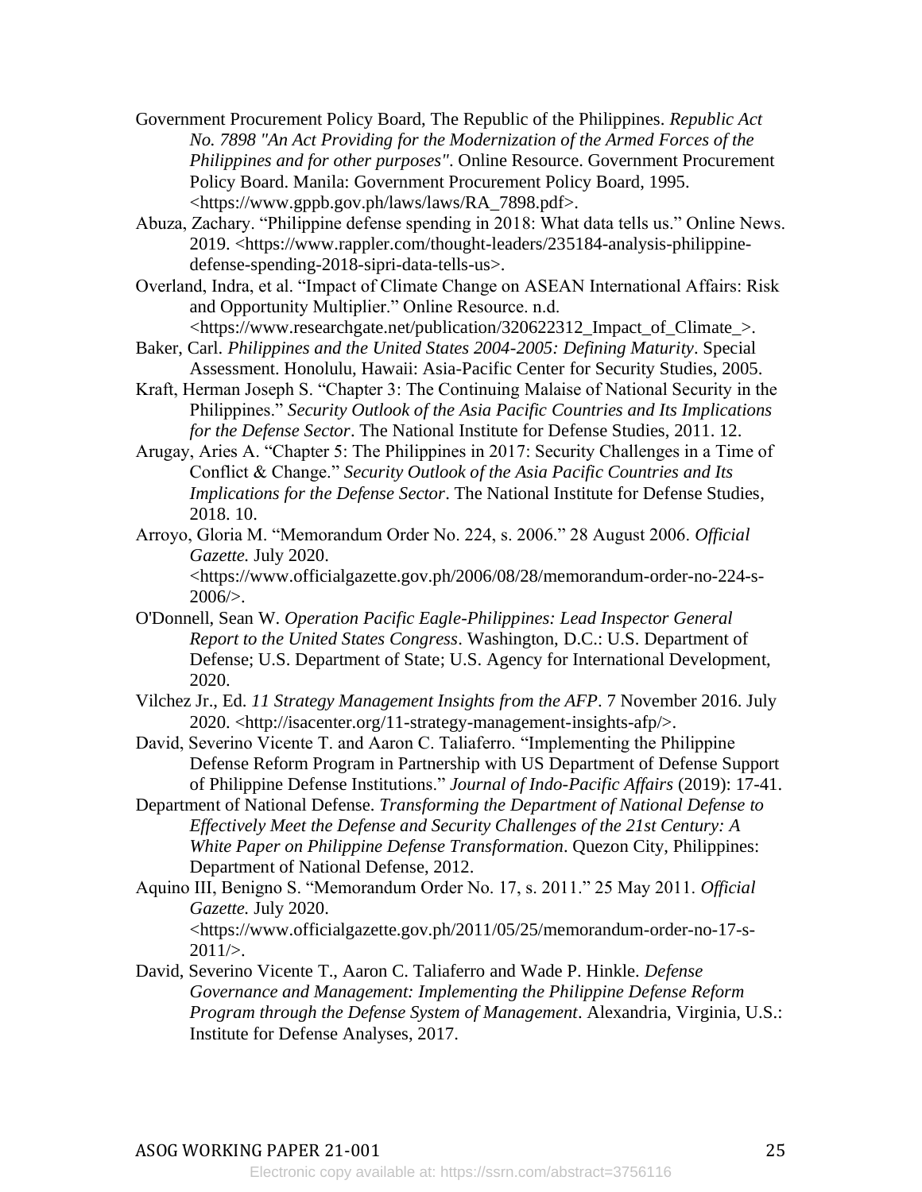Government Procurement Policy Board, The Republic of the Philippines. *Republic Act No. 7898 "An Act Providing for the Modernization of the Armed Forces of the Philippines and for other purposes"*. Online Resource. Government Procurement Policy Board. Manila: Government Procurement Policy Board, 1995. <https://www.gppb.gov.ph/laws/laws/RA_7898.pdf>.

Abuza, Zachary. "Philippine defense spending in 2018: What data tells us." Online News. 2019. <https://www.rappler.com/thought-leaders/235184-analysis-philippine-defense-spending-2018-sipri-data-tells-us>.

Overland, Indra, et al. "Impact of Climate Change on ASEAN International Affairs: Risk and Opportunity Multiplier." Online Resource. n.d. <https://www.researchgate.net/publication/320622312_Impact_of_Climate_>.

Baker, Carl. *Philippines and the United States 2004-2005: Defining Maturity*. Special Assessment. Honolulu, Hawaii: Asia-Pacific Center for Security Studies, 2005.

Kraft, Herman Joseph S. "Chapter 3: The Continuing Malaise of National Security in the Philippines." *Security Outlook of the Asia Pacific Countries and Its Implications for the Defense Sector*. The National Institute for Defense Studies, 2011. 12.

Arugay, Aries A. "Chapter 5: The Philippines in 2017: Security Challenges in a Time of Conflict & Change." *Security Outlook of the Asia Pacific Countries and Its Implications for the Defense Sector*. The National Institute for Defense Studies, 2018. 10.

Arroyo, Gloria M. "Memorandum Order No. 224, s. 2006." 28 August 2006. *Official Gazette.* July 2020. <https://www.officialgazette.gov.ph/2006/08/28/memorandum-order-no-224-s-2006/>.

O'Donnell, Sean W. *Operation Pacific Eagle-Philippines: Lead Inspector General Report to the United States Congress*. Washington, D.C.: U.S. Department of Defense; U.S. Department of State; U.S. Agency for International Development, 2020.

Vilchez Jr., Ed. *11 Strategy Management Insights from the AFP*. 7 November 2016. July 2020. <http://isacenter.org/11-strategy-management-insights-afp/>.

David, Severino Vicente T. and Aaron C. Taliaferro. "Implementing the Philippine Defense Reform Program in Partnership with US Department of Defense Support of Philippine Defense Institutions." *Journal of Indo-Pacific Affairs* (2019): 17-41.

Department of National Defense. *Transforming the Department of National Defense to Effectively Meet the Defense and Security Challenges of the 21st Century: A White Paper on Philippine Defense Transformation*. Quezon City, Philippines: Department of National Defense, 2012.

Aquino III, Benigno S. "Memorandum Order No. 17, s. 2011." 25 May 2011. *Official Gazette.* July 2020. <https://www.officialgazette.gov.ph/2011/05/25/memorandum-order-no-17-s-2011/>.

David, Severino Vicente T., Aaron C. Taliaferro and Wade P. Hinkle. *Defense Governance and Management: Implementing the Philippine Defense Reform Program through the Defense System of Management*. Alexandria, Virginia, U.S.: Institute for Defense Analyses, 2017.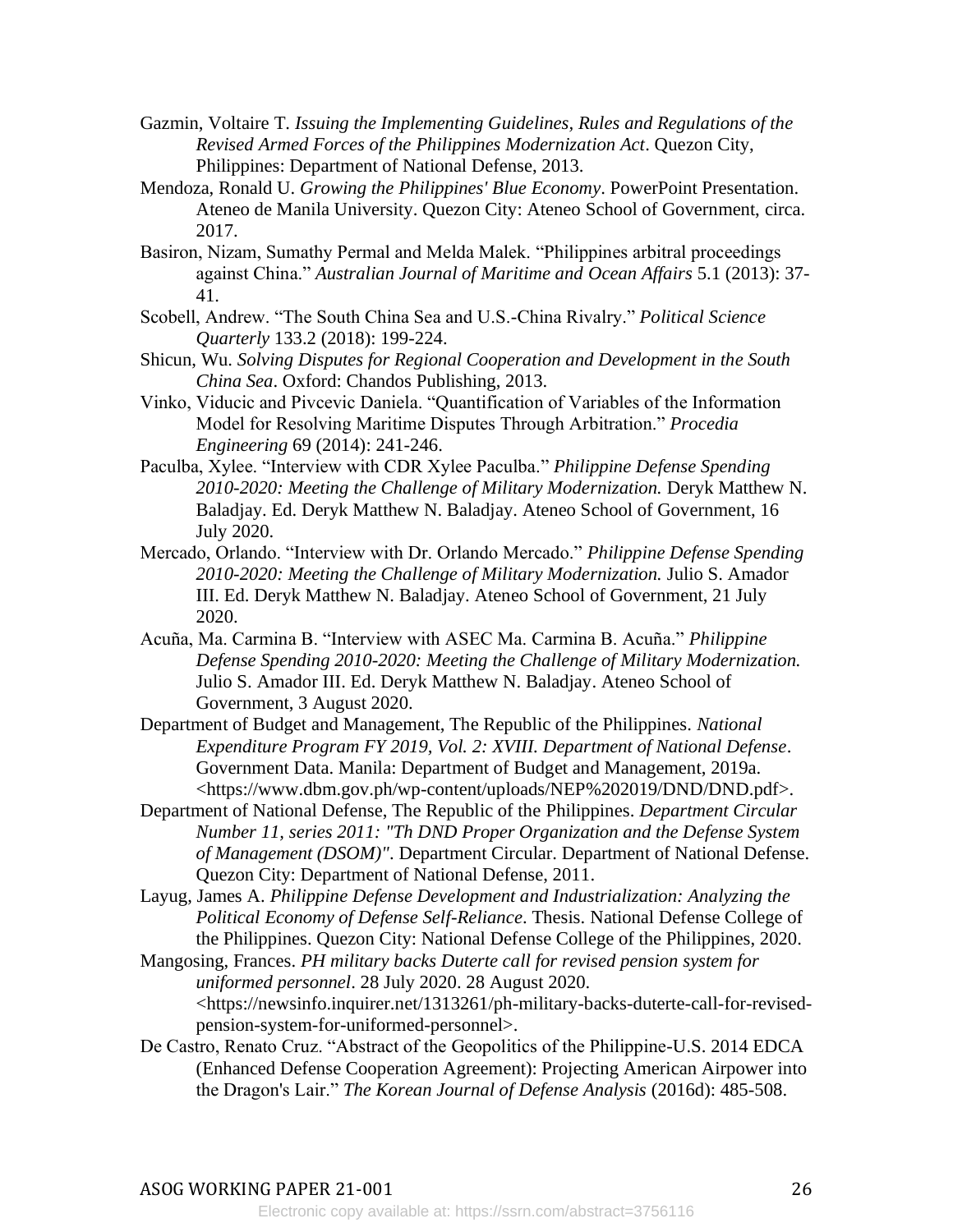Gazmin, Voltaire T. *Issuing the Implementing Guidelines, Rules and Regulations of the Revised Armed Forces of the Philippines Modernization Act*. Quezon City, Philippines: Department of National Defense, 2013.

Mendoza, Ronald U. *Growing the Philippines' Blue Economy*. PowerPoint Presentation. Ateneo de Manila University. Quezon City: Ateneo School of Government, circa. 2017.

Basiron, Nizam, Sumathy Permal and Melda Malek. "Philippines arbitral proceedings against China." *Australian Journal of Maritime and Ocean Affairs* 5.1 (2013): 37-41.

Scobell, Andrew. "The South China Sea and U.S.-China Rivalry." *Political Science Quarterly* 133.2 (2018): 199-224.

Shicun, Wu. *Solving Disputes for Regional Cooperation and Development in the South China Sea*. Oxford: Chandos Publishing, 2013.

Vinko, Viducic and Pivcevic Daniela. "Quantification of Variables of the Information Model for Resolving Maritime Disputes Through Arbitration." *Procedia Engineering* 69 (2014): 241-246.

Paculba, Xylee. "Interview with CDR Xylee Paculba." *Philippine Defense Spending 2010-2020: Meeting the Challenge of Military Modernization.* Deryk Matthew N. Baladjay. Ed. Deryk Matthew N. Baladjay. Ateneo School of Government, 16 July 2020.

Mercado, Orlando. "Interview with Dr. Orlando Mercado." *Philippine Defense Spending 2010-2020: Meeting the Challenge of Military Modernization.* Julio S. Amador III. Ed. Deryk Matthew N. Baladjay. Ateneo School of Government, 21 July 2020.

Acuña, Ma. Carmina B. "Interview with ASEC Ma. Carmina B. Acuña." *Philippine Defense Spending 2010-2020: Meeting the Challenge of Military Modernization.* Julio S. Amador III. Ed. Deryk Matthew N. Baladjay. Ateneo School of Government, 3 August 2020.

Department of Budget and Management, The Republic of the Philippines. *National Expenditure Program FY 2019, Vol. 2: XVIII. Department of National Defense*. Government Data. Manila: Department of Budget and Management, 2019a. <https://www.dbm.gov.ph/wp-content/uploads/NEP%202019/DND/DND.pdf>.

Department of National Defense, The Republic of the Philippines. *Department Circular Number 11, series 2011: "Th DND Proper Organization and the Defense System of Management (DSOM)".* Department Circular. Department of National Defense. Quezon City: Department of National Defense, 2011.

Layug, James A. *Philippine Defense Development and Industrialization: Analyzing the Political Economy of Defense Self-Reliance*. Thesis. National Defense College of the Philippines. Quezon City: National Defense College of the Philippines, 2020.

Mangosing, Frances. *PH military backs Duterte call for revised pension system for uniformed personnel*. 28 July 2020. 28 August 2020. <https://newsinfo.inquirer.net/1313261/ph-military-backs-duterte-call-for-revised-pension-system-for-uniformed-personnel>.

De Castro, Renato Cruz. "Abstract of the Geopolitics of the Philippine-U.S. 2014 EDCA (Enhanced Defense Cooperation Agreement): Projecting American Airpower into the Dragon's Lair." *The Korean Journal of Defense Analysis* (2016d): 485-508.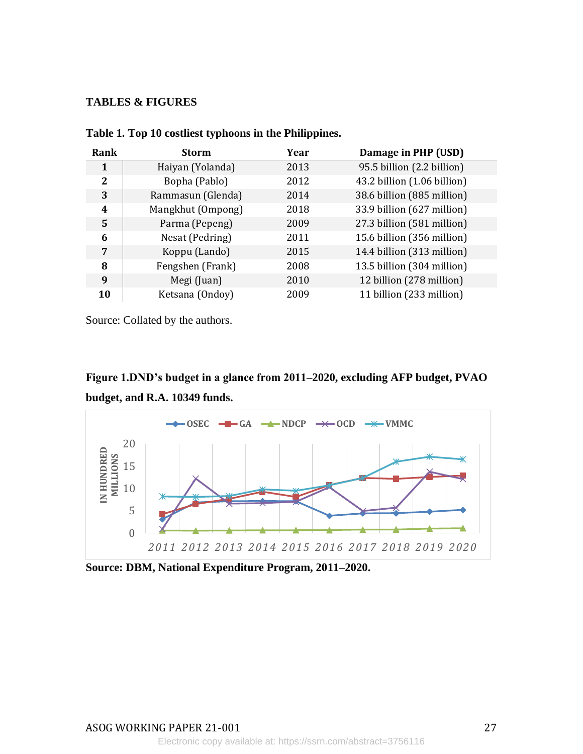**TABLES & FIGURES**

**Table 1. Top 10 costliest typhoons in the Philippines.**

| Rank | Storm | Year | Damage in PHP (USD) |
|---|---|---|---|
| **1** | Haiyan (Yolanda) | 2013 | 95.5 billion (2.2 billion) |
| **2** | Bopha (Pablo) | 2012 | 43.2 billion (1.06 billion) |
| **3** | Rammasun (Glenda) | 2014 | 38.6 billion (885 million) |
| **4** | Mangkhut (Ompong) | 2018 | 33.9 billion (627 million) |
| **5** | Parma (Pepeng) | 2009 | 27.3 billion (581 million) |
| **6** | Nesat (Pedring) | 2011 | 15.6 billion (356 million) |
| **7** | Koppu (Lando) | 2015 | 14.4 billion (313 million) |
| **8** | Fengshen (Frank) | 2008 | 13.5 billion (304 million) |
| **9** | Megi (Juan) | 2010 | 12 billion (278 million) |
| **10** | Ketsana (Ondoy) | 2009 | 11 billion (233 million) |

Source: Collated by the authors.

**Figure 1.DND's budget in a glance from 2011–2020, excluding AFP budget, PVAO budget, and R.A. 10349 funds.**

**Source: DBM, National Expenditure Program, 2011–2020.**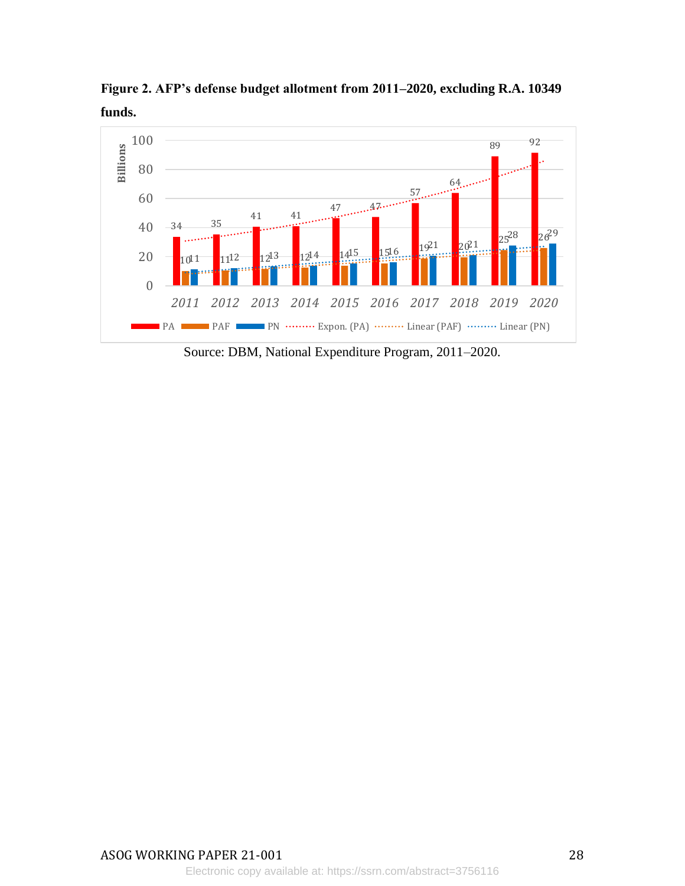**Figure 2. AFP's defense budget allotment from 2011–2020, excluding R.A. 10349 funds.**

| Year | PA | PAF | PN |
|---|---|---|---|
| 2011 | 34 | 10 | 11 |
| 2012 | 35 | 11 | 12 |
| 2013 | 41 | 12 | 13 |
| 2014 | 41 | 12 | 14 |
| 2015 | 47 | 14 | 15 |
| 2016 | 47 | 15 | 16 |
| 2017 | 57 | 19 | 21 |
| 2018 | 64 | 20 | 21 |
| 2019 | 89 | 25 | 28 |
| 2020 | 92 | 26 | 29 |

Billions. Legend: PA, PAF, PN, Expon. (PA), Linear (PAF), Linear (PN)

Source: DBM, National Expenditure Program, 2011–2020.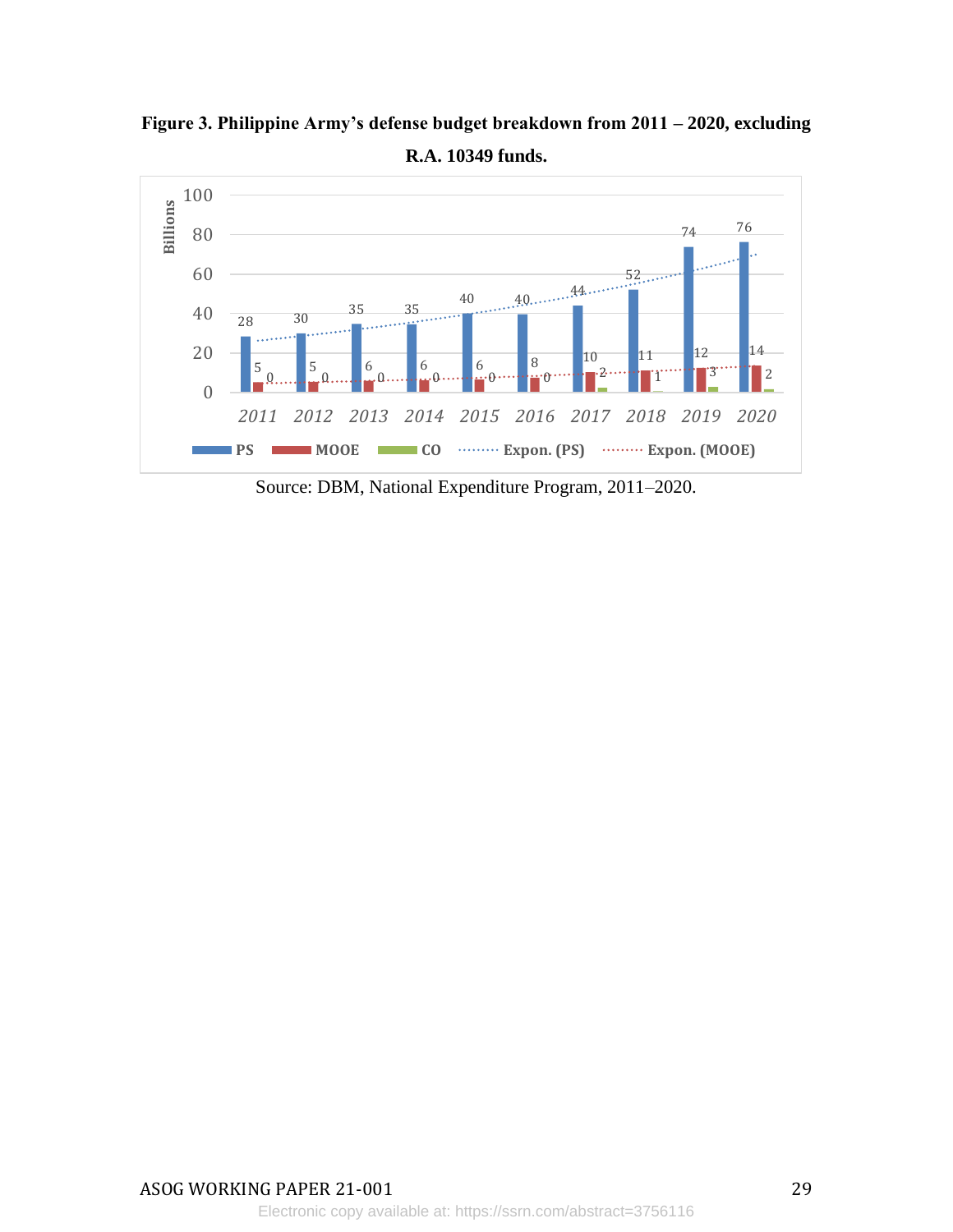**Figure 3. Philippine Army's defense budget breakdown from 2011 – 2020, excluding R.A. 10349 funds.**

Source: DBM, National Expenditure Program, 2011–2020.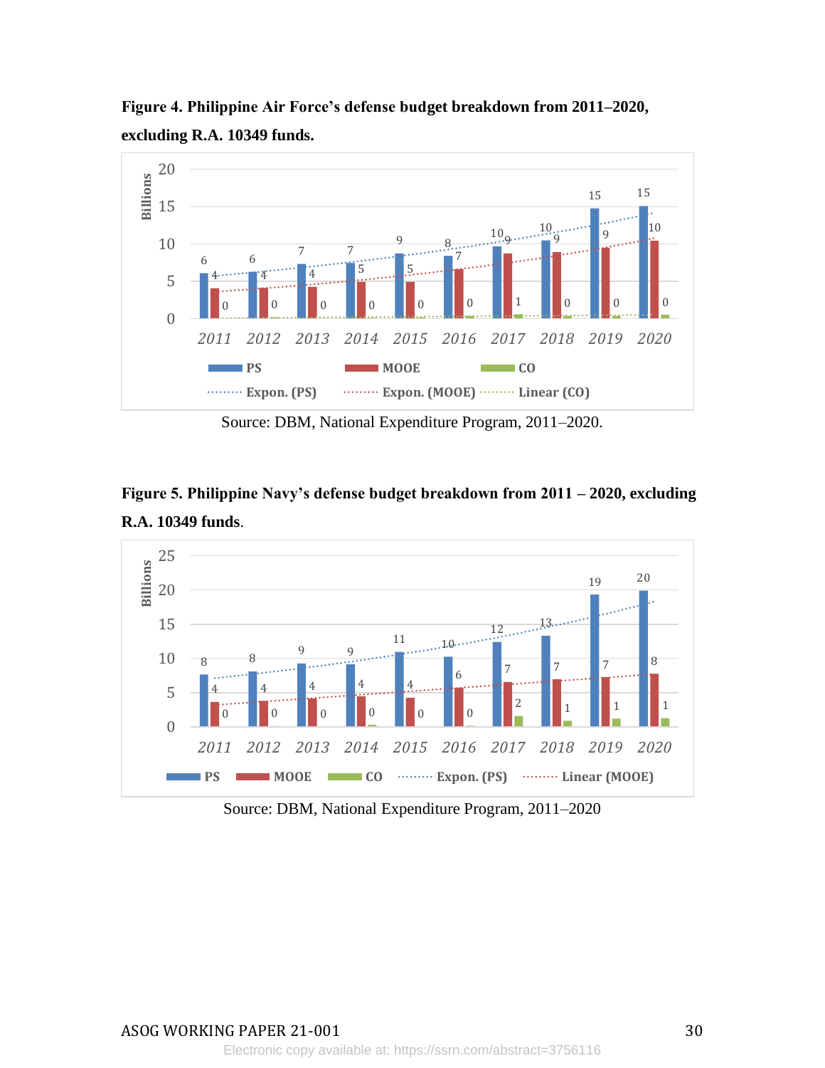**Figure 4. Philippine Air Force's defense budget breakdown from 2011–2020, excluding R.A. 10349 funds.**

Source: DBM, National Expenditure Program, 2011–2020.

**Figure 5. Philippine Navy's defense budget breakdown from 2011 – 2020, excluding R.A. 10349 funds.**

Source: DBM, National Expenditure Program, 2011–2020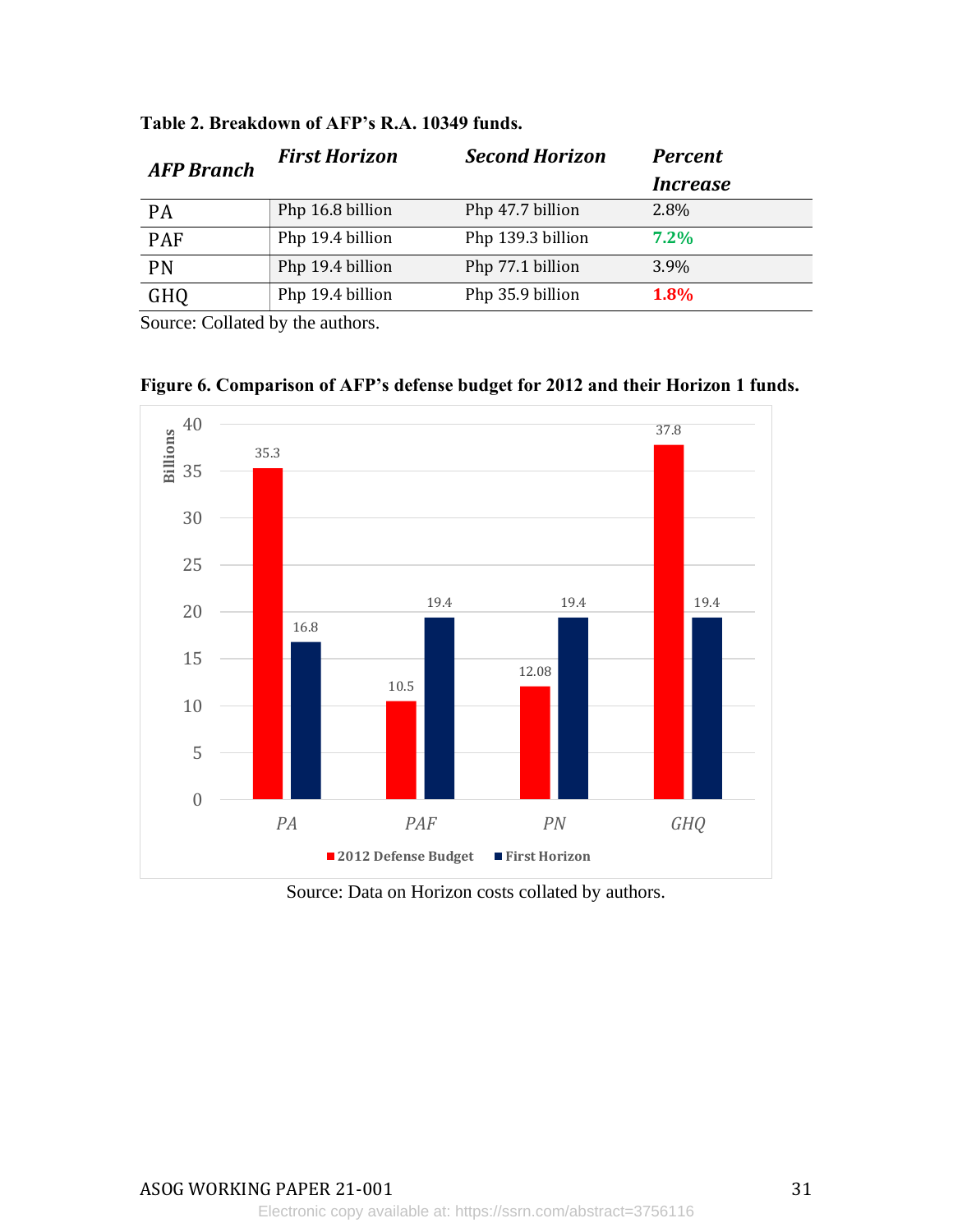**Table 2. Breakdown of AFP's R.A. 10349 funds.**

| *AFP Branch* | *First Horizon* | *Second Horizon* | *Percent Increase* |
|---|---|---|---|
| PA | Php 16.8 billion | Php 47.7 billion | 2.8% |
| PAF | Php 19.4 billion | Php 139.3 billion | **7.2%** |
| PN | Php 19.4 billion | Php 77.1 billion | 3.9% |
| GHQ | Php 19.4 billion | Php 35.9 billion | **1.8%** |

Source: Collated by the authors.

**Figure 6. Comparison of AFP's defense budget for 2012 and their Horizon 1 funds.**

| Branch | 2012 Defense Budget (Billions) | First Horizon (Billions) |
|---|---|---|
| PA | 35.3 | 16.8 |
| PAF | 10.5 | 19.4 |
| PN | 12.08 | 19.4 |
| GHQ | 37.8 | 19.4 |

Source: Data on Horizon costs collated by authors.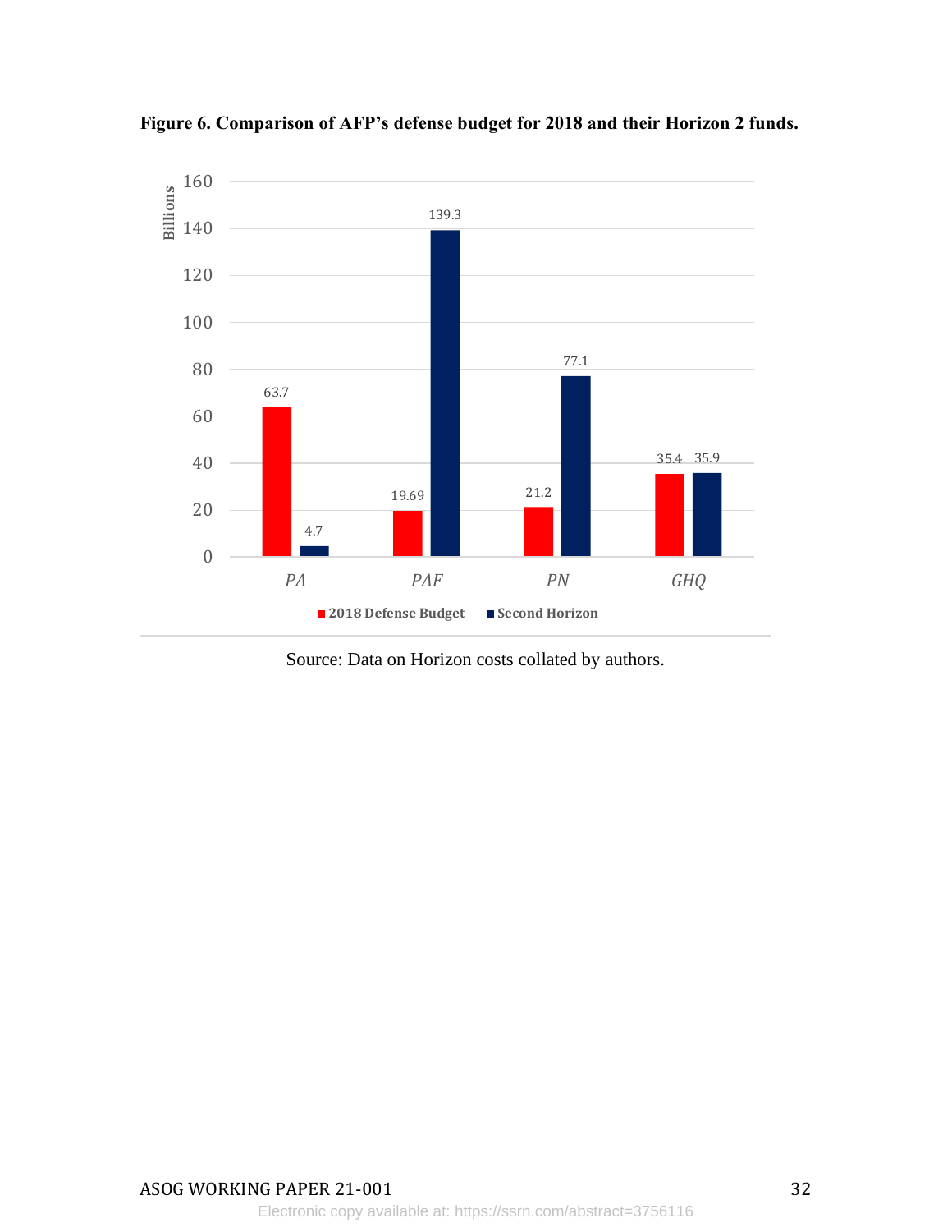**Figure 6. Comparison of AFP's defense budget for 2018 and their Horizon 2 funds.**

| Billions | 2018 Defense Budget | Second Horizon |
|---|---|---|
| PA | 63.7 | 4.7 |
| PAF | 19.69 | 139.3 |
| PN | 21.2 | 77.1 |
| GHQ | 35.4 | 35.9 |

Source: Data on Horizon costs collated by authors.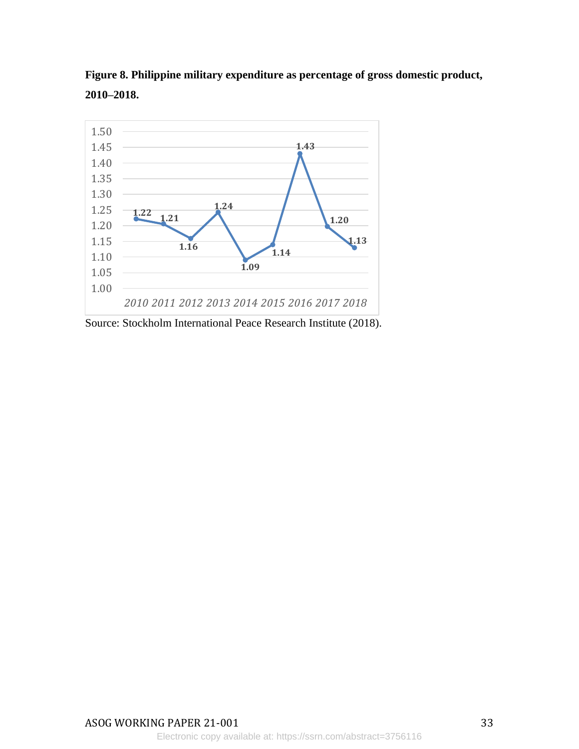**Figure 8. Philippine military expenditure as percentage of gross domestic product, 2010–2018.**

| Year | 2010 | 2011 | 2012 | 2013 | 2014 | 2015 | 2016 | 2017 | 2018 |
|---|---|---|---|---|---|---|---|---|---|
| % of GDP | 1.22 | 1.21 | 1.16 | 1.24 | 1.09 | 1.14 | 1.43 | 1.20 | 1.13 |

Source: Stockholm International Peace Research Institute (2018).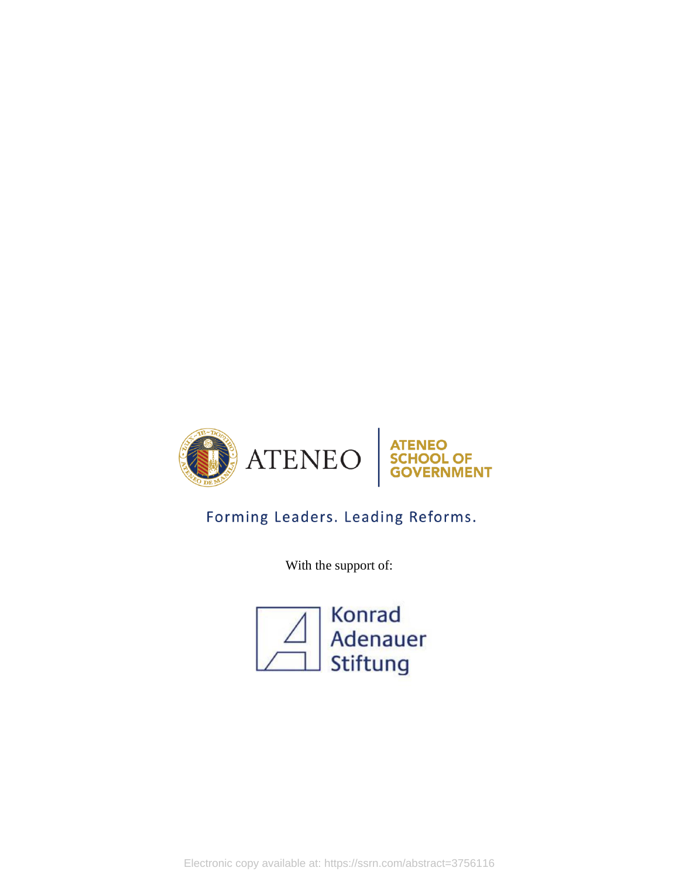ATENEO | ATENEO SCHOOL OF GOVERNMENT

Forming Leaders. Leading Reforms.

With the support of:

Konrad Adenauer Stiftung